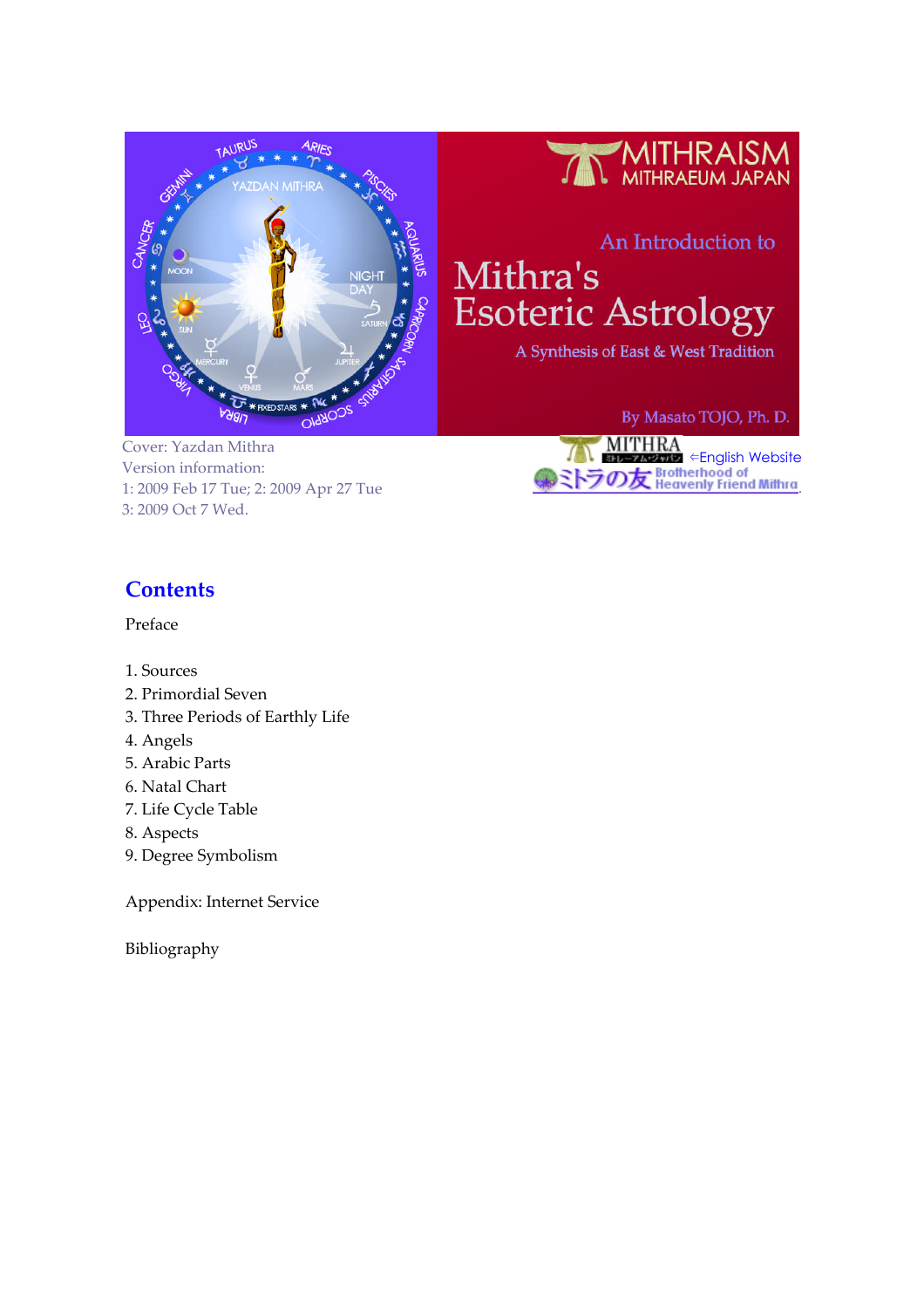MITHRAISM
MITHRAEUM JAPAN

An Introduction to

# Mithra's Esoteric Astrology

A Synthesis of East & West Tradition

By Masato TOJO, Ph. D.

Cover: Yazdan Mithra
Version information:
1: 2009 Feb 17 Tue; 2: 2009 Apr 27 Tue
3: 2009 Oct 7 Wed.

MITHRA ミトレーアム・ジャパン ⇐English Website
ミトラの友 Brotherhood of Heavenly Friend Mithra.

## Contents

Preface

1. Sources
2. Primordial Seven
3. Three Periods of Earthly Life
4. Angels
5. Arabic Parts
6. Natal Chart
7. Life Cycle Table
8. Aspects
9. Degree Symbolism

Appendix: Internet Service

Bibliography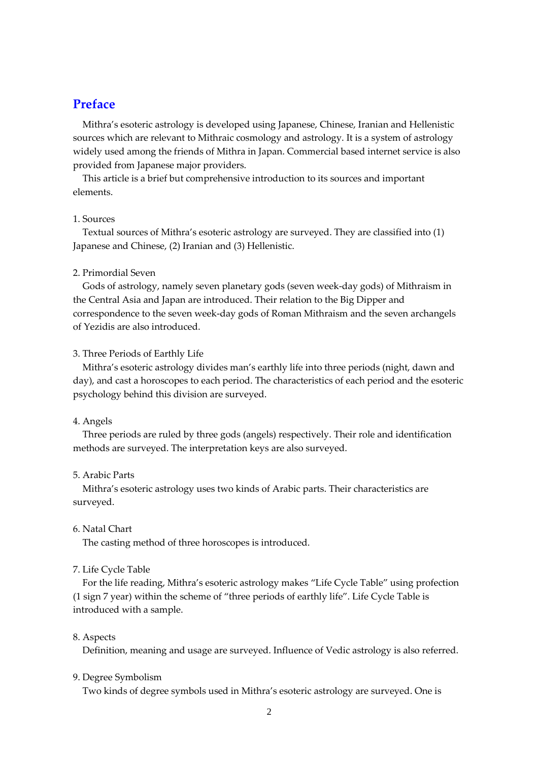# Preface

Mithra's esoteric astrology is developed using Japanese, Chinese, Iranian and Hellenistic sources which are relevant to Mithraic cosmology and astrology. It is a system of astrology widely used among the friends of Mithra in Japan. Commercial based internet service is also provided from Japanese major providers.

This article is a brief but comprehensive introduction to its sources and important elements.

1. Sources

Textual sources of Mithra's esoteric astrology are surveyed. They are classified into (1) Japanese and Chinese, (2) Iranian and (3) Hellenistic.

2. Primordial Seven

Gods of astrology, namely seven planetary gods (seven week-day gods) of Mithraism in the Central Asia and Japan are introduced. Their relation to the Big Dipper and correspondence to the seven week-day gods of Roman Mithraism and the seven archangels of Yezidis are also introduced.

3. Three Periods of Earthly Life

Mithra's esoteric astrology divides man's earthly life into three periods (night, dawn and day), and cast a horoscopes to each period. The characteristics of each period and the esoteric psychology behind this division are surveyed.

4. Angels

Three periods are ruled by three gods (angels) respectively. Their role and identification methods are surveyed. The interpretation keys are also surveyed.

5. Arabic Parts

Mithra's esoteric astrology uses two kinds of Arabic parts. Their characteristics are surveyed.

6. Natal Chart

The casting method of three horoscopes is introduced.

7. Life Cycle Table

For the life reading, Mithra's esoteric astrology makes "Life Cycle Table" using profection (1 sign 7 year) within the scheme of "three periods of earthly life". Life Cycle Table is introduced with a sample.

8. Aspects

Definition, meaning and usage are surveyed. Influence of Vedic astrology is also referred.

9. Degree Symbolism

Two kinds of degree symbols used in Mithra's esoteric astrology are surveyed. One is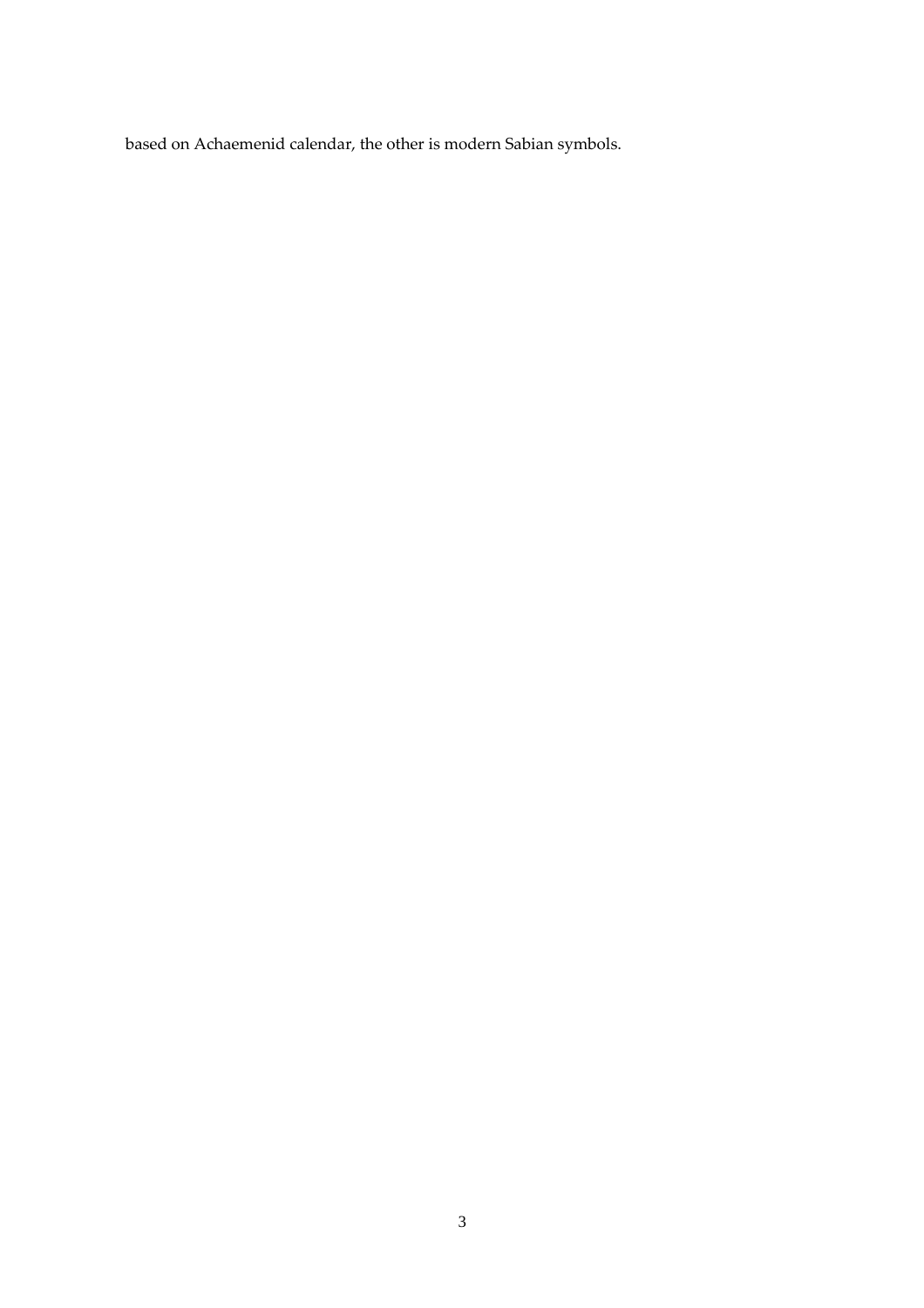based on Achaemenid calendar, the other is modern Sabian symbols.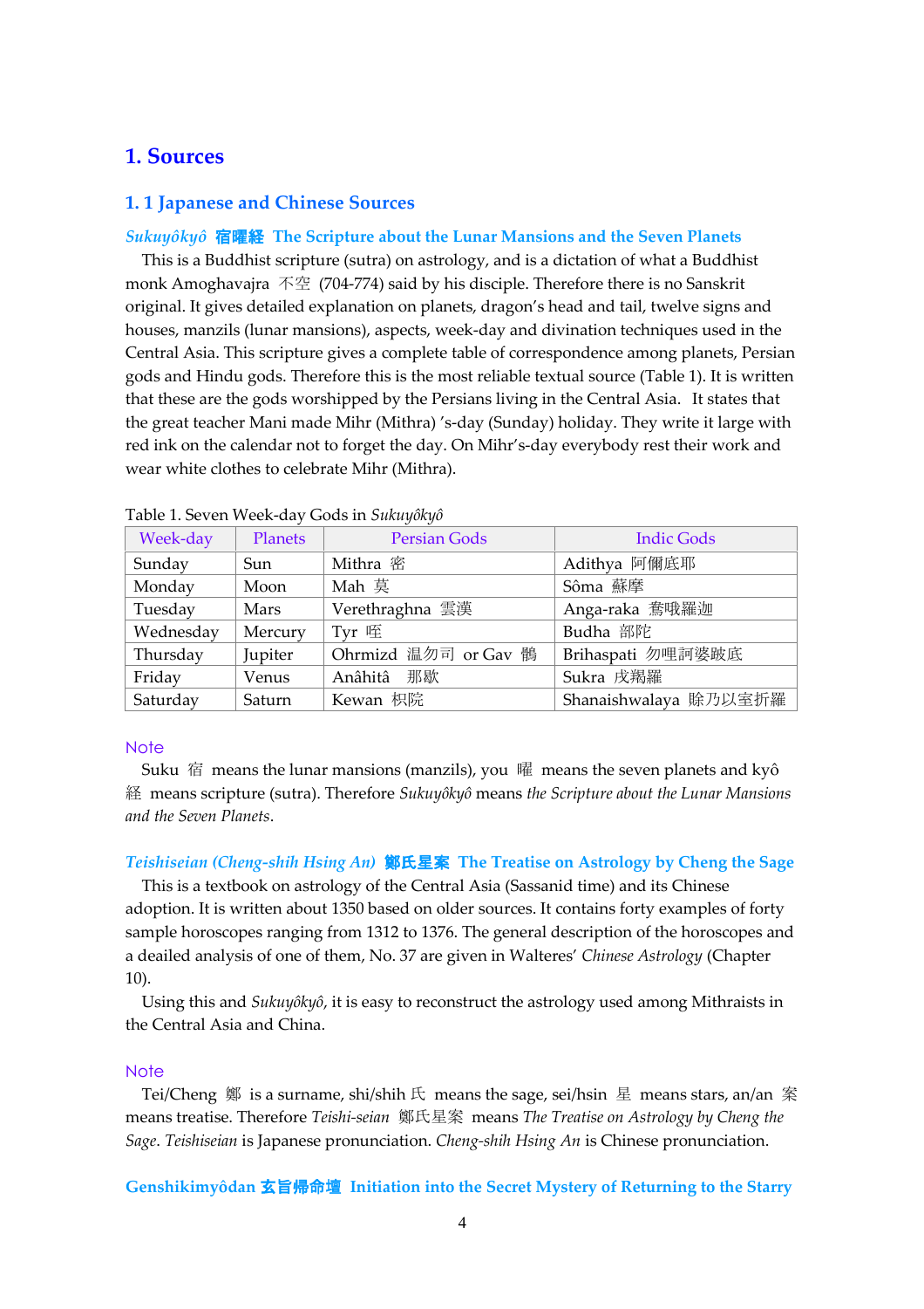# 1. Sources

## 1. 1 Japanese and Chinese Sources

### *Sukuyôkyô* 宿曜経 The Scripture about the Lunar Mansions and the Seven Planets

This is a Buddhist scripture (sutra) on astrology, and is a dictation of what a Buddhist monk Amoghavajra 不空 (704-774) said by his disciple. Therefore there is no Sanskrit original. It gives detailed explanation on planets, dragon's head and tail, twelve signs and houses, manzils (lunar mansions), aspects, week-day and divination techniques used in the Central Asia. This scripture gives a complete table of correspondence among planets, Persian gods and Hindu gods. Therefore this is the most reliable textual source (Table 1). It is written that these are the gods worshipped by the Persians living in the Central Asia. It states that the great teacher Mani made Mihr (Mithra) 's-day (Sunday) holiday. They write it large with red ink on the calendar not to forget the day. On Mihr's-day everybody rest their work and wear white clothes to celebrate Mihr (Mithra).

Table 1. Seven Week-day Gods in *Sukuyôkyô*

| Week-day | Planets | Persian Gods | Indic Gods |
|---|---|---|---|
| Sunday | Sun | Mithra 密 | Adithya 阿儞底耶 |
| Monday | Moon | Mah 莫 | Sôma 蘇摩 |
| Tuesday | Mars | Verethraghna 雲漢 | Anga-raka 鴦哦羅迦 |
| Wednesday | Mercury | Tyr 咥 | Budha 部陀 |
| Thursday | Jupiter | Ohrmizd 温勿司 or Gav 鶻 | Brihaspati 勿哩訶婆跛底 |
| Friday | Venus | Anâhitâ 那歇 | Sukra 戌羯羅 |
| Saturday | Saturn | Kewan 枳院 | Shanaishwalaya 賒乃以室折羅 |

#### Note

Suku 宿 means the lunar mansions (manzils), you 曜 means the seven planets and kyô 経 means scripture (sutra). Therefore *Sukuyôkyô* means *the Scripture about the Lunar Mansions and the Seven Planets*.

### *Teishiseian (Cheng-shih Hsing An)* 鄭氏星案 The Treatise on Astrology by Cheng the Sage

This is a textbook on astrology of the Central Asia (Sassanid time) and its Chinese adoption. It is written about 1350 based on older sources. It contains forty examples of forty sample horoscopes ranging from 1312 to 1376. The general description of the horoscopes and a deailed analysis of one of them, No. 37 are given in Walteres' *Chinese Astrology* (Chapter 10).

Using this and *Sukuyôkyô*, it is easy to reconstruct the astrology used among Mithraists in the Central Asia and China.

#### Note

Tei/Cheng 鄭 is a surname, shi/shih 氏 means the sage, sei/hsin 星 means stars, an/an 案 means treatise. Therefore *Teishi-seian* 鄭氏星案 means *The Treatise on Astrology by Cheng the Sage*. *Teishiseian* is Japanese pronunciation. *Cheng-shih Hsing An* is Chinese pronunciation.

### Genshikimyôdan 玄旨帰命壇 Initiation into the Secret Mystery of Returning to the Starry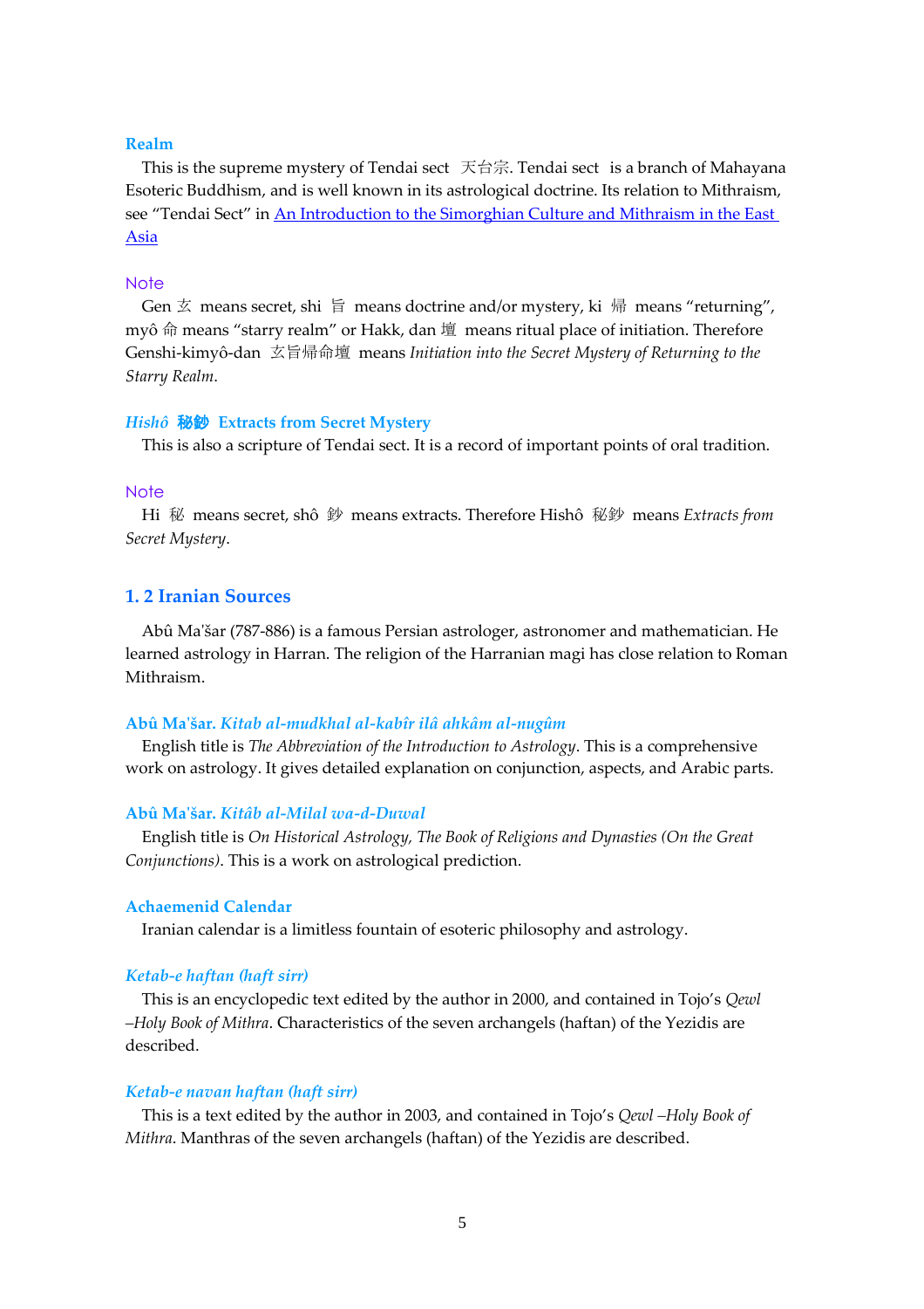### Realm

This is the supreme mystery of Tendai sect 天台宗. Tendai sect is a branch of Mahayana Esoteric Buddhism, and is well known in its astrological doctrine. Its relation to Mithraism, see "Tendai Sect" in [An Introduction to the Simorghian Culture and Mithraism in the East Asia]()

#### Note

Gen 玄 means secret, shi 旨 means doctrine and/or mystery, ki 帰 means "returning", myô 命 means "starry realm" or Hakk, dan 壇 means ritual place of initiation. Therefore Genshi-kimyô-dan 玄旨帰命壇 means *Initiation into the Secret Mystery of Returning to the Starry Realm*.

### *Hishô* 秘鈔 Extracts from Secret Mystery

This is also a scripture of Tendai sect. It is a record of important points of oral tradition.

#### Note

Hi 秘 means secret, shô 鈔 means extracts. Therefore Hishô 秘鈔 means *Extracts from Secret Mystery*.

## 1. 2 Iranian Sources

Abû Ma'šar (787-886) is a famous Persian astrologer, astronomer and mathematician. He learned astrology in Harran. The religion of the Harranian magi has close relation to Roman Mithraism.

### Abû Ma'šar. *Kitab al-mudkhal al-kabîr ilâ ahkâm al-nugûm*

English title is *The Abbreviation of the Introduction to Astrology*. This is a comprehensive work on astrology. It gives detailed explanation on conjunction, aspects, and Arabic parts.

### Abû Ma'šar. *Kitâb al-Milal wa-d-Duwal*

English title is *On Historical Astrology, The Book of Religions and Dynasties (On the Great Conjunctions)*. This is a work on astrological prediction.

### Achaemenid Calendar

Iranian calendar is a limitless fountain of esoteric philosophy and astrology.

### *Ketab-e haftan (haft sirr)*

This is an encyclopedic text edited by the author in 2000, and contained in Tojo's *Qewl –Holy Book of Mithra*. Characteristics of the seven archangels (haftan) of the Yezidis are described.

### *Ketab-e navan haftan (haft sirr)*

This is a text edited by the author in 2003, and contained in Tojo's *Qewl –Holy Book of Mithra*. Manthras of the seven archangels (haftan) of the Yezidis are described.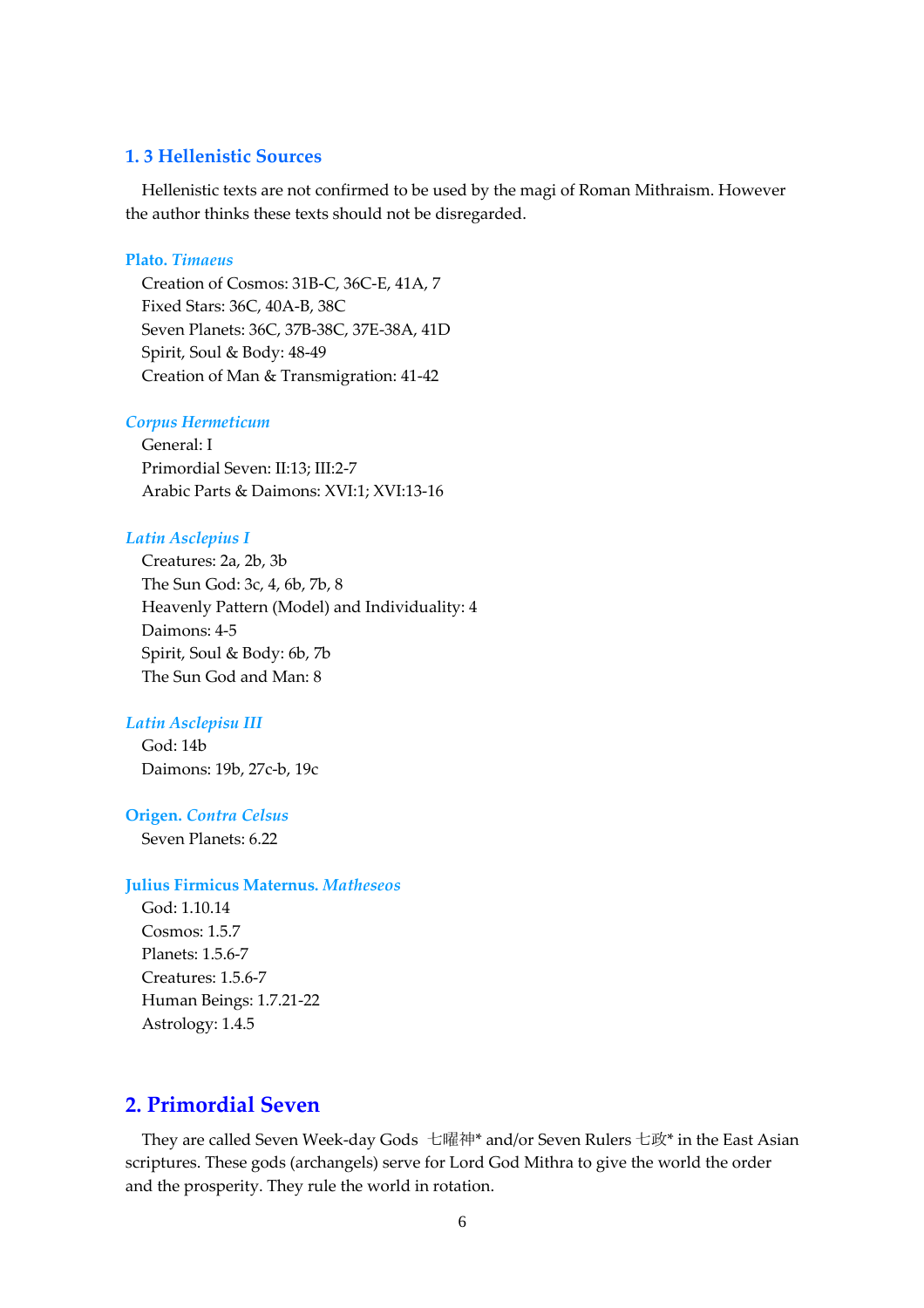### 1. 3 Hellenistic Sources

Hellenistic texts are not confirmed to be used by the magi of Roman Mithraism. However the author thinks these texts should not be disregarded.

**Plato. *Timaeus***

Creation of Cosmos: 31B-C, 36C-E, 41A, 7
Fixed Stars: 36C, 40A-B, 38C
Seven Planets: 36C, 37B-38C, 37E-38A, 41D
Spirit, Soul & Body: 48-49
Creation of Man & Transmigration: 41-42

***Corpus Hermeticum***

General: I
Primordial Seven: II:13; III:2-7
Arabic Parts & Daimons: XVI:1; XVI:13-16

***Latin Asclepius I***

Creatures: 2a, 2b, 3b
The Sun God: 3c, 4, 6b, 7b, 8
Heavenly Pattern (Model) and Individuality: 4
Daimons: 4-5
Spirit, Soul & Body: 6b, 7b
The Sun God and Man: 8

***Latin Asclepisu III***

God: 14b
Daimons: 19b, 27c-b, 19c

**Origen. *Contra Celsus***

Seven Planets: 6.22

**Julius Firmicus Maternus. *Matheseos***

God: 1.10.14
Cosmos: 1.5.7
Planets: 1.5.6-7
Creatures: 1.5.6-7
Human Beings: 1.7.21-22
Astrology: 1.4.5

## 2. Primordial Seven

They are called Seven Week-day Gods 七曜神* and/or Seven Rulers 七政* in the East Asian scriptures. These gods (archangels) serve for Lord God Mithra to give the world the order and the prosperity. They rule the world in rotation.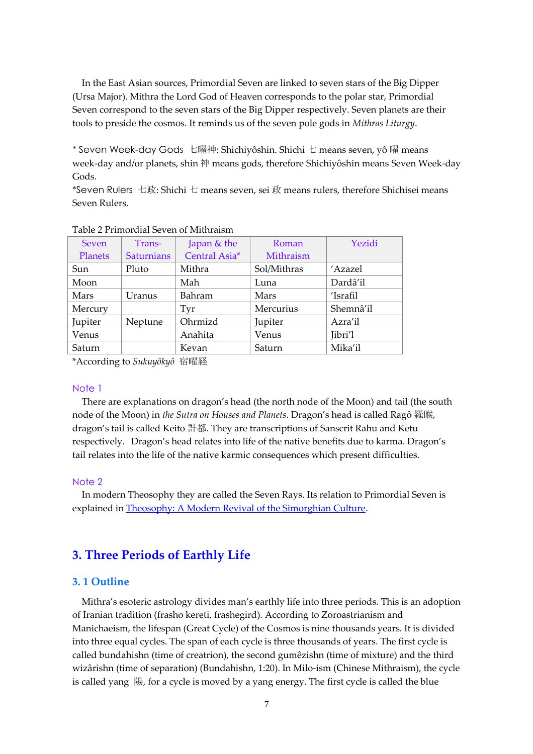In the East Asian sources, Primordial Seven are linked to seven stars of the Big Dipper (Ursa Major). Mithra the Lord God of Heaven corresponds to the polar star, Primordial Seven correspond to the seven stars of the Big Dipper respectively. Seven planets are their tools to preside the cosmos. It reminds us of the seven pole gods in *Mithras Liturgy*.

* Seven Week-day Gods 七曜神: Shichiyôshin. Shichi 七 means seven, yô 曜 means week-day and/or planets, shin 神 means gods, therefore Shichiyôshin means Seven Week-day Gods.
*Seven Rulers 七政: Shichi 七 means seven, sei 政 means rulers, therefore Shichisei means Seven Rulers.

Table 2 Primordial Seven of Mithraism

| Seven Planets | Trans-Saturnians | Japan & the Central Asia* | Roman Mithraism | Yezidi |
|---|---|---|---|---|
| Sun | Pluto | Mithra | Sol/Mithras | 'Azazel |
| Moon | | Mah | Luna | Dardâ'il |
| Mars | Uranus | Bahram | Mars | 'Israfil |
| Mercury | | Tyr | Mercurius | Shemnâ'il |
| Jupiter | Neptune | Ohrmizd | Jupiter | Azra'il |
| Venus | | Anahita | Venus | Jibri'l |
| Saturn | | Kevan | Saturn | Mika'il |

*According to *Sukuyôkyô* 宿曜経

Note 1

There are explanations on dragon's head (the north node of the Moon) and tail (the south node of the Moon) in *the Sutra on Houses and Planets*. Dragon's head is called Ragô 羅睺, dragon's tail is called Keito 計都. They are transcriptions of Sanscrit Rahu and Ketu respectively. Dragon's head relates into life of the native benefits due to karma. Dragon's tail relates into the life of the native karmic consequences which present difficulties.

Note 2

In modern Theosophy they are called the Seven Rays. Its relation to Primordial Seven is explained in Theosophy: A Modern Revival of the Simorghian Culture.

## 3. Three Periods of Earthly Life

### 3. 1 Outline

Mithra's esoteric astrology divides man's earthly life into three periods. This is an adoption of Iranian tradition (frasho kereti, frashegird). According to Zoroastrianism and Manichaeism, the lifespan (Great Cycle) of the Cosmos is nine thousands years. It is divided into three equal cycles. The span of each cycle is three thousands of years. The first cycle is called bundahishn (time of creatrion), the second gumêzishn (time of mixture) and the third wizârishn (time of separation) (Bundahishn, 1:20). In Milo-ism (Chinese Mithraism), the cycle is called yang 陽, for a cycle is moved by a yang energy. The first cycle is called the blue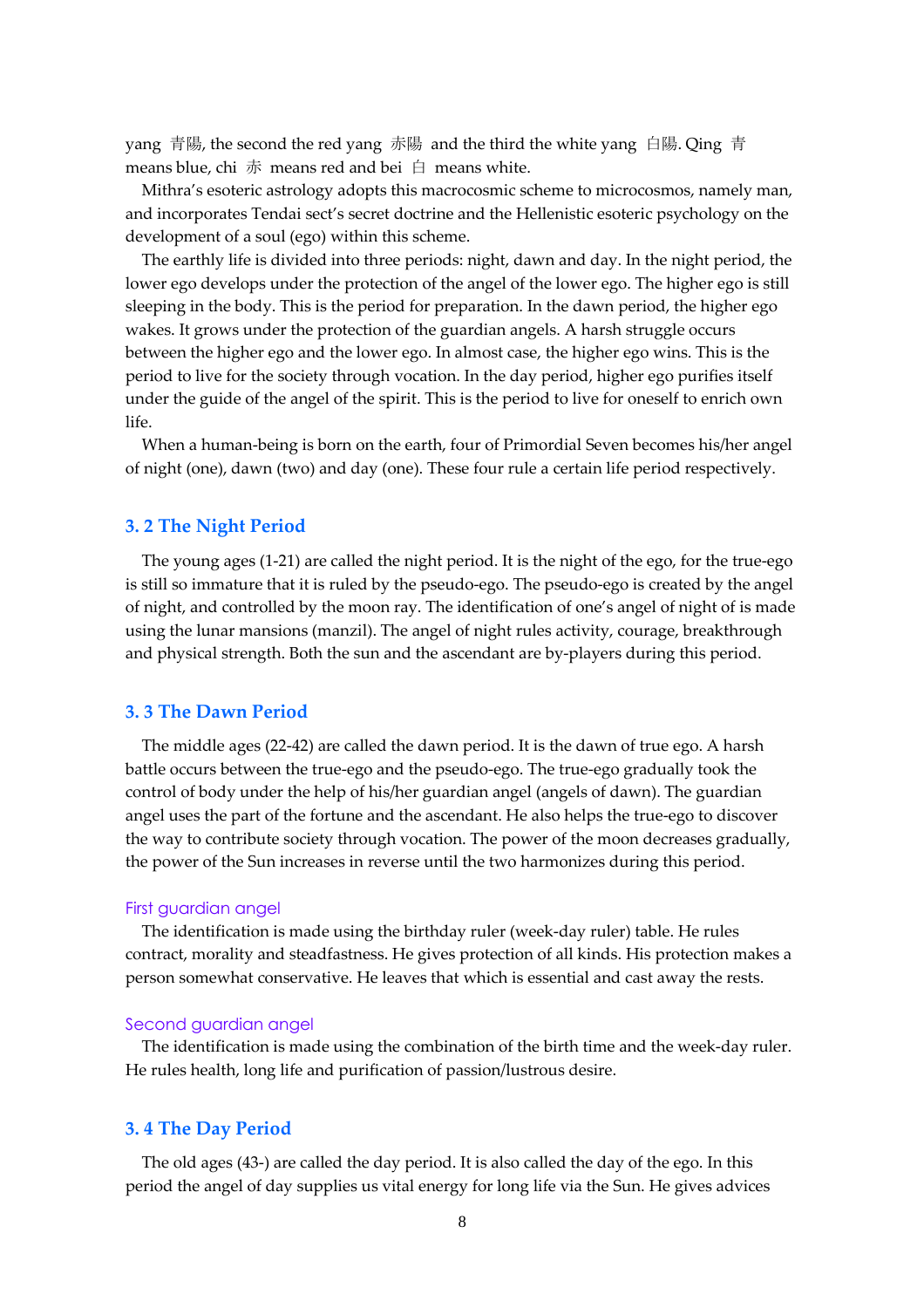yang 青陽, the second the red yang 赤陽 and the third the white yang 白陽. Qing 青 means blue, chi 赤 means red and bei 白 means white.

Mithra's esoteric astrology adopts this macrocosmic scheme to microcosmos, namely man, and incorporates Tendai sect's secret doctrine and the Hellenistic esoteric psychology on the development of a soul (ego) within this scheme.

The earthly life is divided into three periods: night, dawn and day. In the night period, the lower ego develops under the protection of the angel of the lower ego. The higher ego is still sleeping in the body. This is the period for preparation. In the dawn period, the higher ego wakes. It grows under the protection of the guardian angels. A harsh struggle occurs between the higher ego and the lower ego. In almost case, the higher ego wins. This is the period to live for the society through vocation. In the day period, higher ego purifies itself under the guide of the angel of the spirit. This is the period to live for oneself to enrich own life.

When a human-being is born on the earth, four of Primordial Seven becomes his/her angel of night (one), dawn (two) and day (one). These four rule a certain life period respectively.

## 3. 2 The Night Period

The young ages (1-21) are called the night period. It is the night of the ego, for the true-ego is still so immature that it is ruled by the pseudo-ego. The pseudo-ego is created by the angel of night, and controlled by the moon ray. The identification of one's angel of night of is made using the lunar mansions (manzil). The angel of night rules activity, courage, breakthrough and physical strength. Both the sun and the ascendant are by-players during this period.

## 3. 3 The Dawn Period

The middle ages (22-42) are called the dawn period. It is the dawn of true ego. A harsh battle occurs between the true-ego and the pseudo-ego. The true-ego gradually took the control of body under the help of his/her guardian angel (angels of dawn). The guardian angel uses the part of the fortune and the ascendant. He also helps the true-ego to discover the way to contribute society through vocation. The power of the moon decreases gradually, the power of the Sun increases in reverse until the two harmonizes during this period.

### First guardian angel

The identification is made using the birthday ruler (week-day ruler) table. He rules contract, morality and steadfastness. He gives protection of all kinds. His protection makes a person somewhat conservative. He leaves that which is essential and cast away the rests.

### Second guardian angel

The identification is made using the combination of the birth time and the week-day ruler. He rules health, long life and purification of passion/lustrous desire.

## 3. 4 The Day Period

The old ages (43-) are called the day period. It is also called the day of the ego. In this period the angel of day supplies us vital energy for long life via the Sun. He gives advices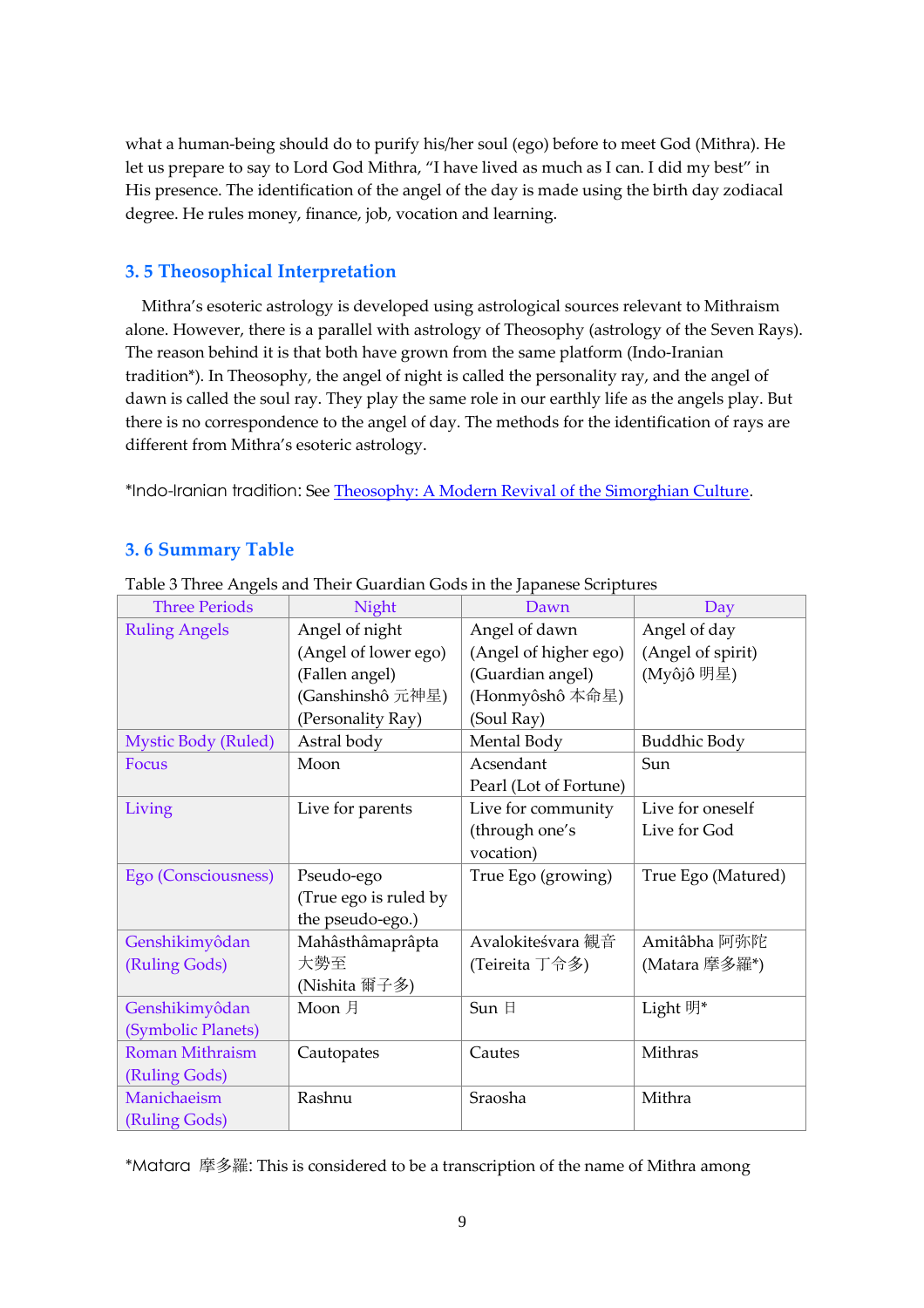what a human-being should do to purify his/her soul (ego) before to meet God (Mithra). He let us prepare to say to Lord God Mithra, "I have lived as much as I can. I did my best" in His presence. The identification of the angel of the day is made using the birth day zodiacal degree. He rules money, finance, job, vocation and learning.

## 3. 5 Theosophical Interpretation

Mithra's esoteric astrology is developed using astrological sources relevant to Mithraism alone. However, there is a parallel with astrology of Theosophy (astrology of the Seven Rays). The reason behind it is that both have grown from the same platform (Indo-Iranian tradition*). In Theosophy, the angel of night is called the personality ray, and the angel of dawn is called the soul ray. They play the same role in our earthly life as the angels play. But there is no correspondence to the angel of day. The methods for the identification of rays are different from Mithra's esoteric astrology.

*Indo-Iranian tradition: See Theosophy: A Modern Revival of the Simorghian Culture.

## 3. 6 Summary Table

Table 3 Three Angels and Their Guardian Gods in the Japanese Scriptures

| Three Periods | Night | Dawn | Day |
|---|---|---|---|
| Ruling Angels | Angel of night (Angel of lower ego) (Fallen angel) (Ganshinshô 元神星) (Personality Ray) | Angel of dawn (Angel of higher ego) (Guardian angel) (Honmyôshô 本命星) (Soul Ray) | Angel of day (Angel of spirit) (Myôjô 明星) |
| Mystic Body (Ruled) | Astral body | Mental Body | Buddhic Body |
| Focus | Moon | Acsendant Pearl (Lot of Fortune) | Sun |
| Living | Live for parents | Live for community (through one's vocation) | Live for oneself Live for God |
| Ego (Consciousness) | Pseudo-ego (True ego is ruled by the pseudo-ego.) | True Ego (growing) | True Ego (Matured) |
| Genshikimyôdan (Ruling Gods) | Mahâsthâmaprâpta 大勢至 (Nishita 爾子多) | Avalokiteśvara 観音 (Teireita 丁令多) | Amitâbha 阿弥陀 (Matara 摩多羅*) |
| Genshikimyôdan (Symbolic Planets) | Moon 月 | Sun 日 | Light 明* |
| Roman Mithraism (Ruling Gods) | Cautopates | Cautes | Mithras |
| Manichaeism (Ruling Gods) | Rashnu | Sraosha | Mithra |

*Matara 摩多羅: This is considered to be a transcription of the name of Mithra among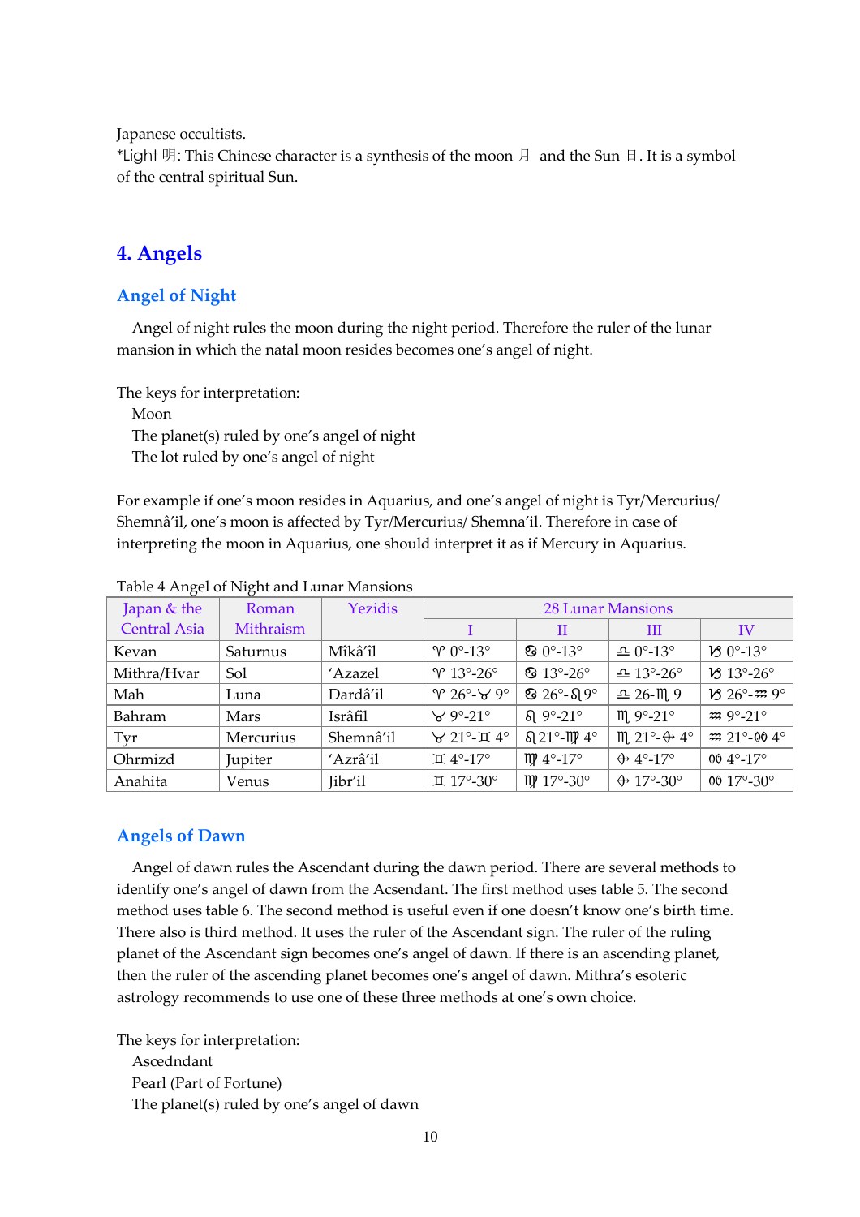Japanese occultists.
*Light 明: This Chinese character is a synthesis of the moon 月 and the Sun 日. It is a symbol of the central spiritual Sun.

## 4. Angels

### Angel of Night

Angel of night rules the moon during the night period. Therefore the ruler of the lunar mansion in which the natal moon resides becomes one's angel of night.

The keys for interpretation:
Moon
The planet(s) ruled by one's angel of night
The lot ruled by one's angel of night

For example if one's moon resides in Aquarius, and one's angel of night is Tyr/Mercurius/ Shemnâ'il, one's moon is affected by Tyr/Mercurius/ Shemna'il. Therefore in case of interpreting the moon in Aquarius, one should interpret it as if Mercury in Aquarius.

Table 4 Angel of Night and Lunar Mansions

| Japan & the Central Asia | Roman Mithraism | Yezidis | 28 Lunar Mansions | | | |
|---|---|---|---|---|---|---|
| | | | I | II | III | IV |
| Kevan | Saturnus | Mîkâ'îl | ♈ 0°-13° | ♋ 0°-13° | ♎ 0°-13° | ♑ 0°-13° |
| Mithra/Hvar | Sol | 'Azazel | ♈ 13°-26° | ♋ 13°-26° | ♎ 13°-26° | ♑ 13°-26° |
| Mah | Luna | Dardâ'il | ♈ 26°-♉ 9° | ♋ 26°-♌ 9° | ♎ 26-♏ 9 | ♑ 26°-♒ 9° |
| Bahram | Mars | Isrâfîl | ♉ 9°-21° | ♌ 9°-21° | ♏ 9°-21° | ♒ 9°-21° |
| Tyr | Mercurius | Shemnâ'il | ♉ 21°-♊ 4° | ♌ 21°-♍ 4° | ♏ 21°-♐ 4° | ♒ 21°-♓ 4° |
| Ohrmizd | Jupiter | 'Azrâ'il | ♊ 4°-17° | ♍ 4°-17° | ♐ 4°-17° | ♓ 4°-17° |
| Anahita | Venus | Jibr'il | ♊ 17°-30° | ♍ 17°-30° | ♐ 17°-30° | ♓ 17°-30° |

### Angels of Dawn

Angel of dawn rules the Ascendant during the dawn period. There are several methods to identify one's angel of dawn from the Acsendant. The first method uses table 5. The second method uses table 6. The second method is useful even if one doesn't know one's birth time. There also is third method. It uses the ruler of the Ascendant sign. The ruler of the ruling planet of the Ascendant sign becomes one's angel of dawn. If there is an ascending planet, then the ruler of the ascending planet becomes one's angel of dawn. Mithra's esoteric astrology recommends to use one of these three methods at one's own choice.

The keys for interpretation:
Ascedndant
Pearl (Part of Fortune)
The planet(s) ruled by one's angel of dawn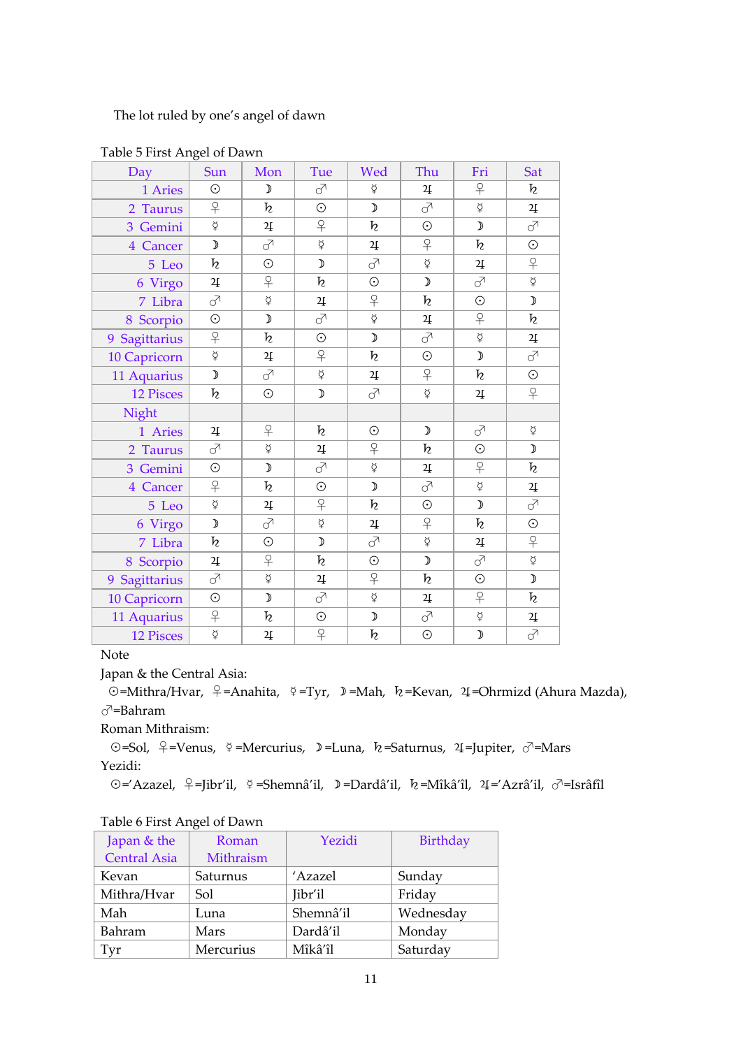The lot ruled by one's angel of dawn

Table 5 First Angel of Dawn

| Day | Sun | Mon | Tue | Wed | Thu | Fri | Sat |
|---|---|---|---|---|---|---|---|
| 1 Aries | ☉ | ☽ | ♂ | ☿ | ♃ | ♀ | ♄ |
| 2 Taurus | ♀ | ♄ | ☉ | ☽ | ♂ | ☿ | ♃ |
| 3 Gemini | ☿ | ♃ | ♀ | ♄ | ☉ | ☽ | ♂ |
| 4 Cancer | ☽ | ♂ | ☿ | ♃ | ♀ | ♄ | ☉ |
| 5 Leo | ♄ | ☉ | ☽ | ♂ | ☿ | ♃ | ♀ |
| 6 Virgo | ♃ | ♀ | ♄ | ☉ | ☽ | ♂ | ☿ |
| 7 Libra | ♂ | ☿ | ♃ | ♀ | ♄ | ☉ | ☽ |
| 8 Scorpio | ☉ | ☽ | ♂ | ☿ | ♃ | ♀ | ♄ |
| 9 Sagittarius | ♀ | ♄ | ☉ | ☽ | ♂ | ☿ | ♃ |
| 10 Capricorn | ☿ | ♃ | ♀ | ♄ | ☉ | ☽ | ♂ |
| 11 Aquarius | ☽ | ♂ | ☿ | ♃ | ♀ | ♄ | ☉ |
| 12 Pisces | ♄ | ☉ | ☽ | ♂ | ☿ | ♃ | ♀ |
| Night | | | | | | | |
| 1 Aries | ♃ | ♀ | ♄ | ☉ | ☽ | ♂ | ☿ |
| 2 Taurus | ♂ | ☿ | ♃ | ♀ | ♄ | ☉ | ☽ |
| 3 Gemini | ☉ | ☽ | ♂ | ☿ | ♃ | ♀ | ♄ |
| 4 Cancer | ♀ | ♄ | ☉ | ☽ | ♂ | ☿ | ♃ |
| 5 Leo | ☿ | ♃ | ♀ | ♄ | ☉ | ☽ | ♂ |
| 6 Virgo | ☽ | ♂ | ☿ | ♃ | ♀ | ♄ | ☉ |
| 7 Libra | ♄ | ☉ | ☽ | ♂ | ☿ | ♃ | ♀ |
| 8 Scorpio | ♃ | ♀ | ♄ | ☉ | ☽ | ♂ | ☿ |
| 9 Sagittarius | ♂ | ☿ | ♃ | ♀ | ♄ | ☉ | ☽ |
| 10 Capricorn | ☉ | ☽ | ♂ | ☿ | ♃ | ♀ | ♄ |
| 11 Aquarius | ♀ | ♄ | ☉ | ☽ | ♂ | ☿ | ♃ |
| 12 Pisces | ☿ | ♃ | ♀ | ♄ | ☉ | ☽ | ♂ |

Note

Japan & the Central Asia:

☉=Mithra/Hvar, ♀=Anahita, ☿=Tyr, ☽=Mah, ♄=Kevan, ♃=Ohrmizd (Ahura Mazda), ♂=Bahram

Roman Mithraism:

☉=Sol, ♀=Venus, ☿=Mercurius, ☽=Luna, ♄=Saturnus, ♃=Jupiter, ♂=Mars

Yezidi:

☉='Azazel, ♀=Jibr'il, ☿=Shemnâ'il, ☽=Dardâ'il, ♄=Mîkâ'îl, ♃='Azrâ'il, ♂=Isrâfîl

Table 6 First Angel of Dawn

| Japan & the Central Asia | Roman Mithraism | Yezidi | Birthday |
|---|---|---|---|
| Kevan | Saturnus | 'Azazel | Sunday |
| Mithra/Hvar | Sol | Jibr'il | Friday |
| Mah | Luna | Shemnâ'il | Wednesday |
| Bahram | Mars | Dardâ'il | Monday |
| Tyr | Mercurius | Mîkâ'îl | Saturday |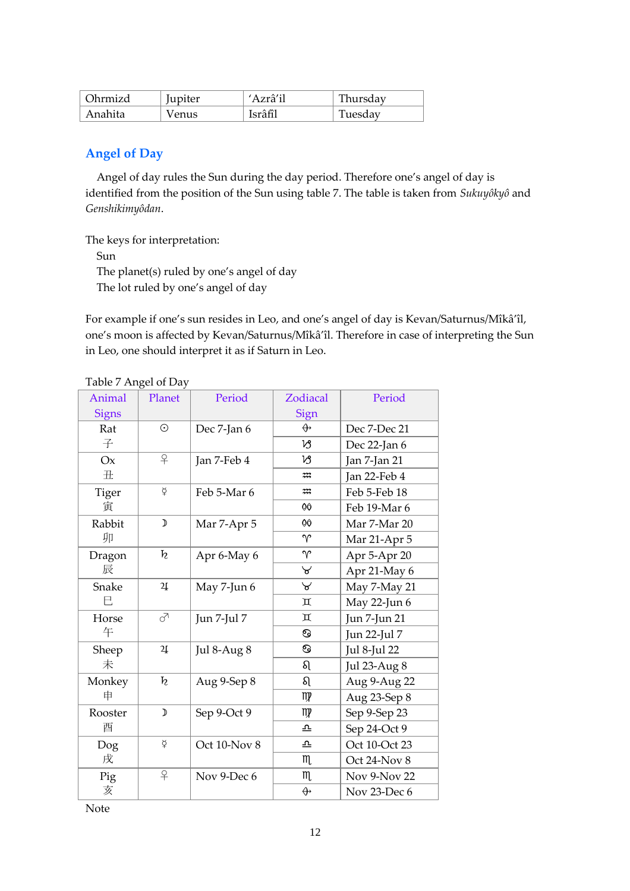| Ohrmizd | Jupiter | 'Azrâ'il | Thursday |
| --- | --- | --- | --- |
| Anahita | Venus | Isrâfil | Tuesday |

## Angel of Day

Angel of day rules the Sun during the day period. Therefore one's angel of day is identified from the position of the Sun using table 7. The table is taken from *Sukuyôkyô* and *Genshikimyôdan*.

The keys for interpretation:
- Sun
- The planet(s) ruled by one's angel of day
- The lot ruled by one's angel of day

For example if one's sun resides in Leo, and one's angel of day is Kevan/Saturnus/Mîkâ'îl, one's moon is affected by Kevan/Saturnus/Mîkâ'îl. Therefore in case of interpreting the Sun in Leo, one should interpret it as if Saturn in Leo.

Table 7 Angel of Day

| Animal Signs | Planet | Period | Zodiacal Sign | Period |
| --- | --- | --- | --- | --- |
| Rat 子 | ☉ | Dec 7-Jan 6 | ♐ | Dec 7-Dec 21 |
| | | | ♑ | Dec 22-Jan 6 |
| Ox 丑 | ♀ | Jan 7-Feb 4 | ♑ | Jan 7-Jan 21 |
| | | | ♒ | Jan 22-Feb 4 |
| Tiger 寅 | ☿ | Feb 5-Mar 6 | ♒ | Feb 5-Feb 18 |
| | | | ♓ | Feb 19-Mar 6 |
| Rabbit 卯 | ☽ | Mar 7-Apr 5 | ♓ | Mar 7-Mar 20 |
| | | | ♈ | Mar 21-Apr 5 |
| Dragon 辰 | ♄ | Apr 6-May 6 | ♈ | Apr 5-Apr 20 |
| | | | ♉ | Apr 21-May 6 |
| Snake 巳 | ♃ | May 7-Jun 6 | ♉ | May 7-May 21 |
| | | | ♊ | May 22-Jun 6 |
| Horse 午 | ♂ | Jun 7-Jul 7 | ♊ | Jun 7-Jun 21 |
| | | | ♋ | Jun 22-Jul 7 |
| Sheep 未 | ♃ | Jul 8-Aug 8 | ♋ | Jul 8-Jul 22 |
| | | | ♌ | Jul 23-Aug 8 |
| Monkey 申 | ♄ | Aug 9-Sep 8 | ♌ | Aug 9-Aug 22 |
| | | | ♍ | Aug 23-Sep 8 |
| Rooster 酉 | ☽ | Sep 9-Oct 9 | ♍ | Sep 9-Sep 23 |
| | | | ♎ | Sep 24-Oct 9 |
| Dog 戌 | ☿ | Oct 10-Nov 8 | ♎ | Oct 10-Oct 23 |
| | | | ♏ | Oct 24-Nov 8 |
| Pig 亥 | ♀ | Nov 9-Dec 6 | ♏ | Nov 9-Nov 22 |
| | | | ♐ | Nov 23-Dec 6 |

Note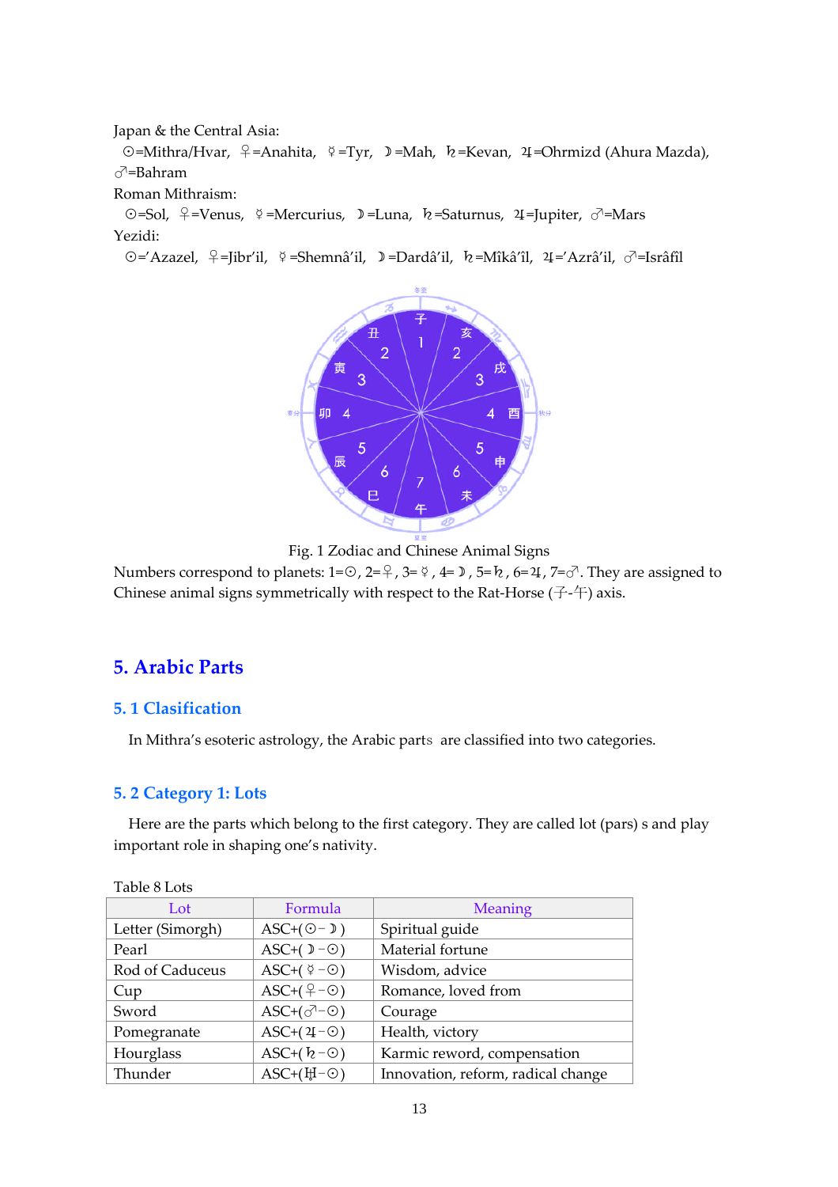Japan & the Central Asia:

☉=Mithra/Hvar, ♀=Anahita, ☿=Tyr, ☽=Mah, ♄=Kevan, ♃=Ohrmizd (Ahura Mazda), ♂=Bahram

Roman Mithraism:

☉=Sol, ♀=Venus, ☿=Mercurius, ☽=Luna, ♄=Saturnus, ♃=Jupiter, ♂=Mars

Yezidi:

☉='Azazel, ♀=Jibr'il, ☿=Shemnâ'il, ☽=Dardâ'il, ♄=Mîkâ'îl, ♃='Azrâ'il, ♂=Isrâfîl

Fig. 1 Zodiac and Chinese Animal Signs

Numbers correspond to planets: 1=☉, 2=♀, 3=☿, 4=☽, 5=♄, 6=♃, 7=♂. They are assigned to Chinese animal signs symmetrically with respect to the Rat-Horse (子-午) axis.

## 5. Arabic Parts

### 5. 1 Clasification

In Mithra's esoteric astrology, the Arabic parts are classified into two categories.

### 5. 2 Category 1: Lots

Here are the parts which belong to the first category. They are called lot (pars) s and play important role in shaping one's nativity.

Table 8 Lots

| Lot | Formula | Meaning |
|---|---|---|
| Letter (Simorgh) | ASC+(☉−☽) | Spiritual guide |
| Pearl | ASC+(☽−☉) | Material fortune |
| Rod of Caduceus | ASC+(☿−☉) | Wisdom, advice |
| Cup | ASC+(♀−☉) | Romance, loved from |
| Sword | ASC+(♂−☉) | Courage |
| Pomegranate | ASC+(♃−☉) | Health, victory |
| Hourglass | ASC+(♄−☉) | Karmic reward, compensation |
| Thunder | ASC+(♅−☉) | Innovation, reform, radical change |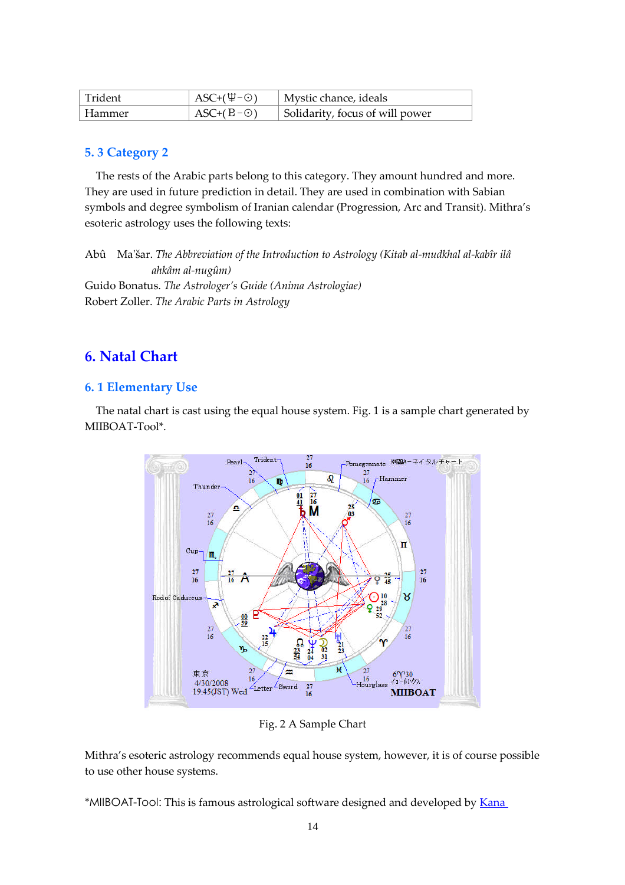| Trident | ASC+(♆−☉) | Mystic chance, ideals |
| --- | --- | --- |
| Hammer | ASC+(♇−☉) | Solidarity, focus of will power |

### 5. 3 Category 2

The rests of the Arabic parts belong to this category. They amount hundred and more. They are used in future prediction in detail. They are used in combination with Sabian symbols and degree symbolism of Iranian calendar (Progression, Arc and Transit). Mithra's esoteric astrology uses the following texts:

Abû Ma'šar. *The Abbreviation of the Introduction to Astrology (Kitab al-mudkhal al-kabîr ilâ ahkâm al-nugûm)*
Guido Bonatus. *The Astrologer's Guide (Anima Astrologiae)*
Robert Zoller. *The Arabic Parts in Astrology*

## 6. Natal Chart

### 6. 1 Elementary Use

The natal chart is cast using the equal house system. Fig. 1 is a sample chart generated by MIIBOAT-Tool*.

Fig. 2 A Sample Chart

Mithra's esoteric astrology recommends equal house system, however, it is of course possible to use other house systems.

*MIIBOAT-Tool: This is famous astrological software designed and developed by Kana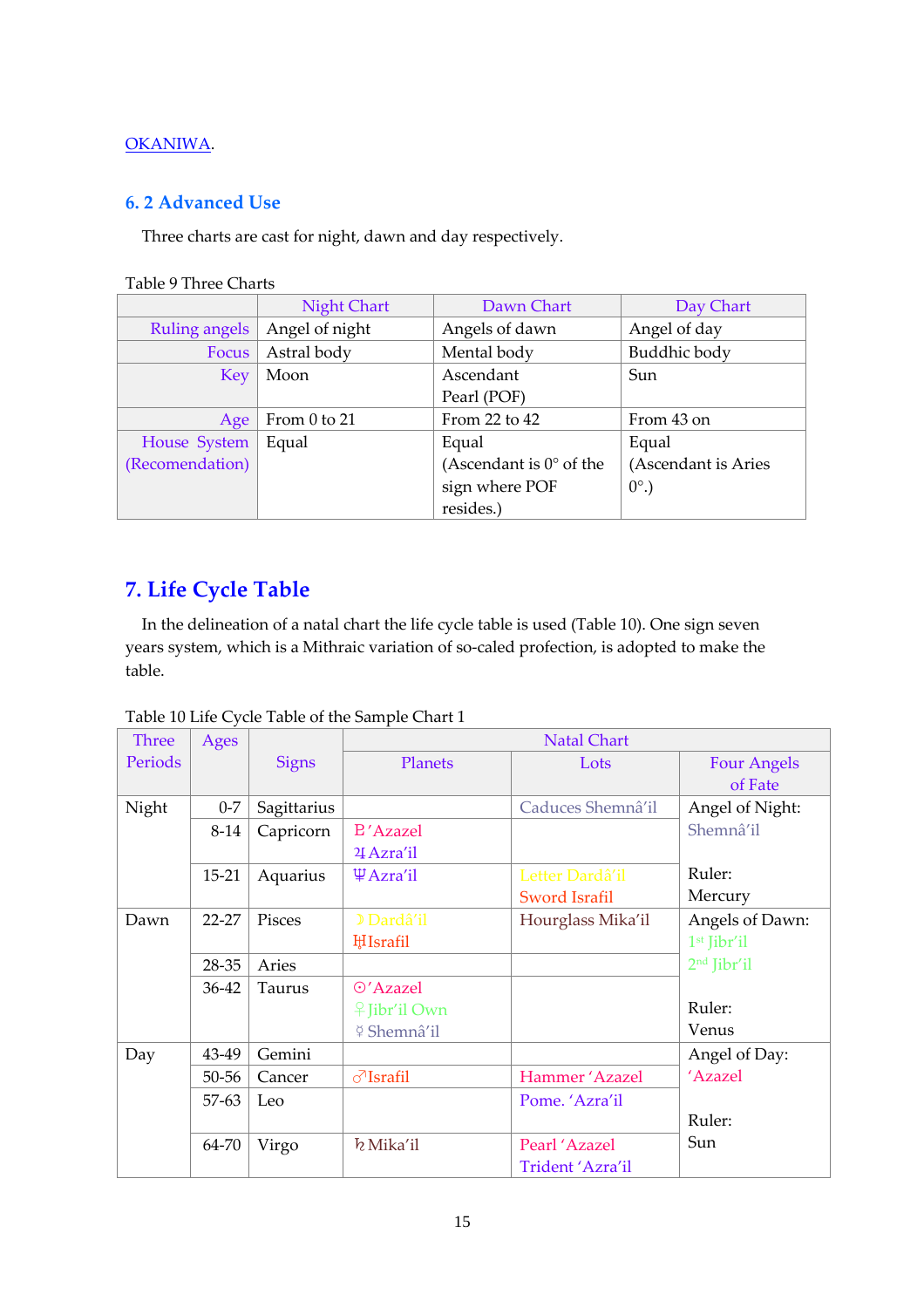OKANIWA.

## 6. 2 Advanced Use

Three charts are cast for night, dawn and day respectively.

Table 9 Three Charts

| | Night Chart | Dawn Chart | Day Chart |
|---|---|---|---|
| Ruling angels | Angel of night | Angels of dawn | Angel of day |
| Focus | Astral body | Mental body | Buddhic body |
| Key | Moon | Ascendant<br>Pearl (POF) | Sun |
| Age | From 0 to 21 | From 22 to 42 | From 43 on |
| House System (Recomendation) | Equal | Equal<br>(Ascendant is 0° of the sign where POF resides.) | Equal<br>(Ascendant is Aries 0°.) |

# 7. Life Cycle Table

In the delineation of a natal chart the life cycle table is used (Table 10). One sign seven years system, which is a Mithraic variation of so-caled profection, is adopted to make the table.

Table 10 Life Cycle Table of the Sample Chart 1

| Three Periods | Ages | Signs | Natal Chart | | |
|---|---|---|---|---|---|
| | | | Planets | Lots | Four Angels of Fate |
| Night | 0-7 | Sagittarius | | Caduces Shemnâ'il | Angel of Night: Shemnâ'il<br><br>Ruler: Mercury |
| | 8-14 | Capricorn | ♇ 'Azazel<br>♃ Azra'il | | |
| | 15-21 | Aquarius | ♆ Azra'il | Letter Dardâ'il<br>Sword Israfil | |
| Dawn | 22-27 | Pisces | ☽ Dardâ'il<br>♅ Israfil | Hourglass Mika'il | Angels of Dawn:<br>1st Jibr'il<br>2nd Jibr'il<br><br>Ruler: Venus |
| | 28-35 | Aries | | | |
| | 36-42 | Taurus | ☉ 'Azazel<br>♀ Jibr'il Own<br>☿ Shemnâ'il | | |
| Day | 43-49 | Gemini | | | Angel of Day: 'Azazel<br><br>Ruler: Sun |
| | 50-56 | Cancer | ♂ Israfil | Hammer 'Azazel | |
| | 57-63 | Leo | | Pome. 'Azra'il | |
| | 64-70 | Virgo | ♄ Mika'il | Pearl 'Azazel<br>Trident 'Azra'il | |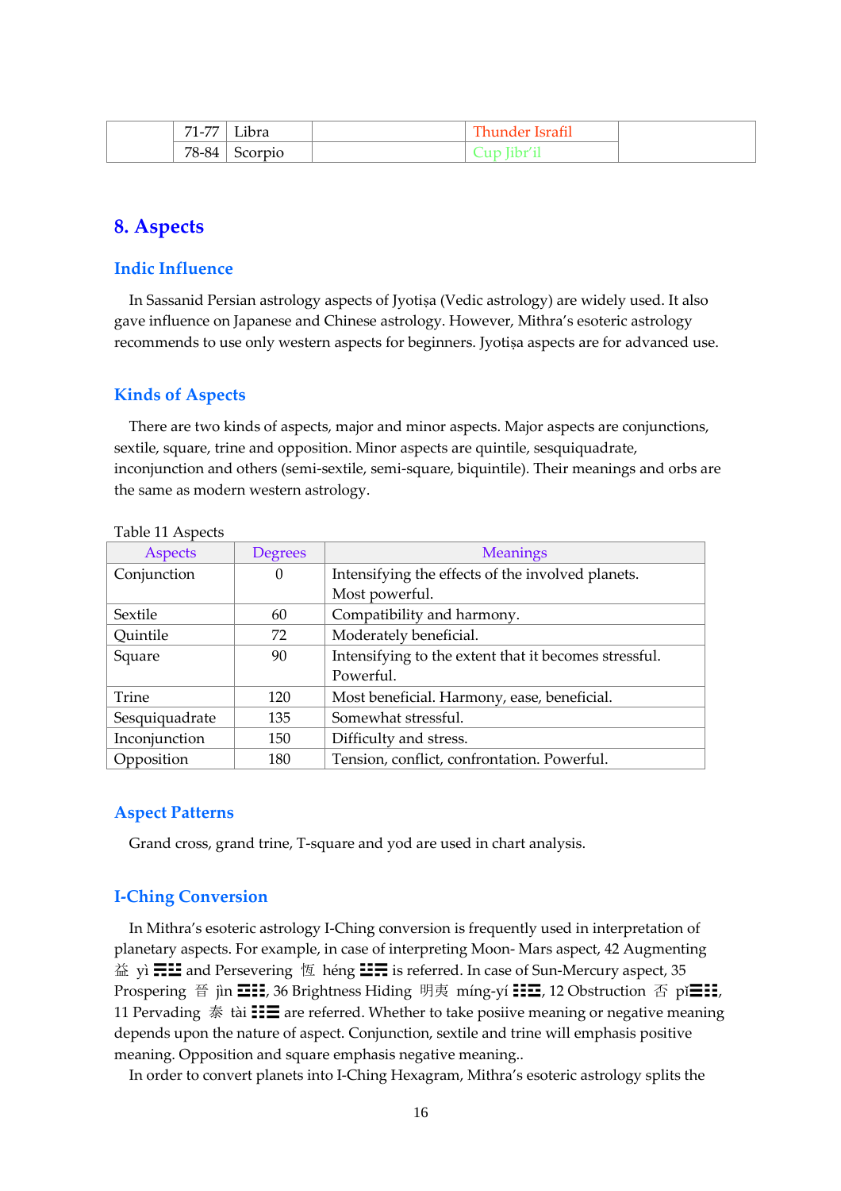|  | 71-77 | Libra |  | Thunder Israfil |  |
|---|---|---|---|---|---|
|  | 78-84 | Scorpio |  | Cup Jibr'il |  |

## 8. Aspects

### Indic Influence

In Sassanid Persian astrology aspects of Jyotiṣa (Vedic astrology) are widely used. It also gave influence on Japanese and Chinese astrology. However, Mithra's esoteric astrology recommends to use only western aspects for beginners. Jyotiṣa aspects are for advanced use.

### Kinds of Aspects

There are two kinds of aspects, major and minor aspects. Major aspects are conjunctions, sextile, square, trine and opposition. Minor aspects are quintile, sesquiquadrate, inconjunction and others (semi-sextile, semi-square, biquintile). Their meanings and orbs are the same as modern western astrology.

Table 11 Aspects

| Aspects | Degrees | Meanings |
|---|---|---|
| Conjunction | 0 | Intensifying the effects of the involved planets. Most powerful. |
| Sextile | 60 | Compatibility and harmony. |
| Quintile | 72 | Moderately beneficial. |
| Square | 90 | Intensifying to the extent that it becomes stressful. Powerful. |
| Trine | 120 | Most beneficial. Harmony, ease, beneficial. |
| Sesquiquadrate | 135 | Somewhat stressful. |
| Inconjunction | 150 | Difficulty and stress. |
| Opposition | 180 | Tension, conflict, confrontation. Powerful. |

### Aspect Patterns

Grand cross, grand trine, T-square and yod are used in chart analysis.

### I-Ching Conversion

In Mithra's esoteric astrology I-Ching conversion is frequently used in interpretation of planetary aspects. For example, in case of interpreting Moon- Mars aspect, 42 Augmenting 益 yì ䷩ and Persevering 恆 héng ䷟ is referred. In case of Sun-Mercury aspect, 35 Prospering 晉 jìn ䷢, 36 Brightness Hiding 明夷 míng-yí ䷣, 12 Obstruction 否 pǐ䷋, 11 Pervading 泰 tài ䷊ are referred. Whether to take posiive meaning or negative meaning depends upon the nature of aspect. Conjunction, sextile and trine will emphasis positive meaning. Opposition and square emphasis negative meaning..

In order to convert planets into I-Ching Hexagram, Mithra's esoteric astrology splits the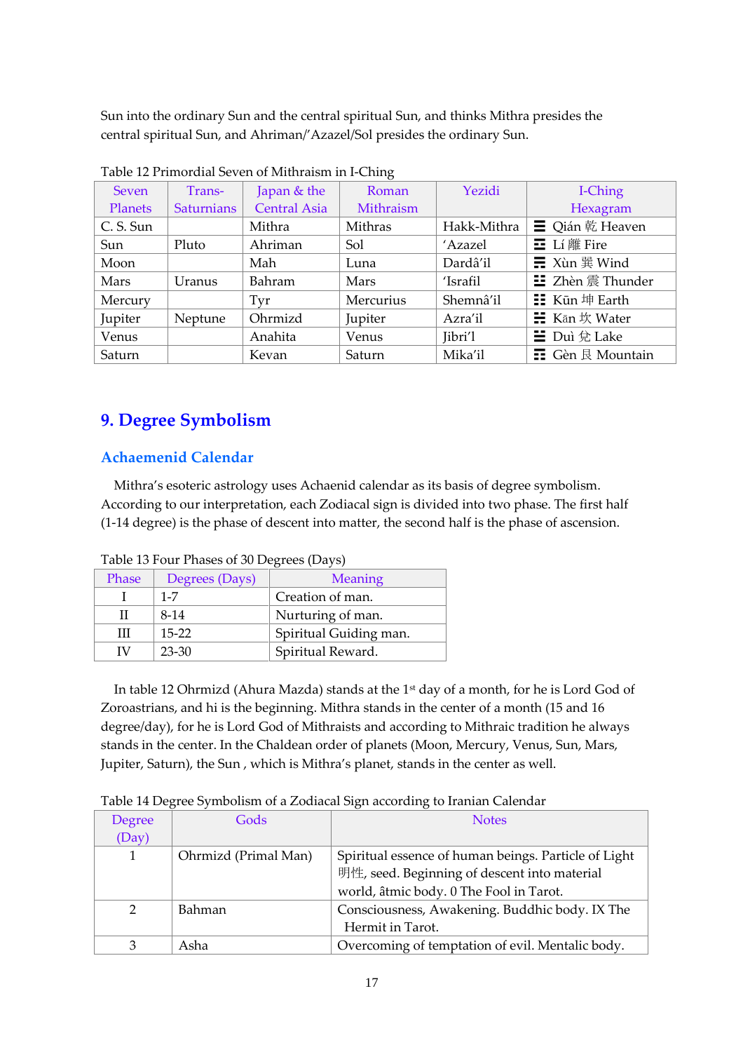Sun into the ordinary Sun and the central spiritual Sun, and thinks Mithra presides the central spiritual Sun, and Ahriman/'Azazel/Sol presides the ordinary Sun.

Table 12 Primordial Seven of Mithraism in I-Ching

| Seven Planets | Trans-Saturnians | Japan & the Central Asia | Roman Mithraism | Yezidi | I-Ching Hexagram |
|---|---|---|---|---|---|
| C. S. Sun | | Mithra | Mithras | Hakk-Mithra | ☰ Qián 乾 Heaven |
| Sun | Pluto | Ahriman | Sol | 'Azazel | ☲ Lí 離 Fire |
| Moon | | Mah | Luna | Dardâ'il | ☴ Xùn 巽 Wind |
| Mars | Uranus | Bahram | Mars | 'Israfil | ☳ Zhèn 震 Thunder |
| Mercury | | Tyr | Mercurius | Shemnâ'il | ☷ Kūn 坤 Earth |
| Jupiter | Neptune | Ohrmizd | Jupiter | Azra'il | ☵ Kǎn 坎 Water |
| Venus | | Anahita | Venus | Jibri'l | ☱ Duì 兌 Lake |
| Saturn | | Kevan | Saturn | Mika'il | ☶ Gèn 艮 Mountain |

## 9. Degree Symbolism

### Achaemenid Calendar

Mithra's esoteric astrology uses Achaenid calendar as its basis of degree symbolism. According to our interpretation, each Zodiacal sign is divided into two phase. The first half (1-14 degree) is the phase of descent into matter, the second half is the phase of ascension.

Table 13 Four Phases of 30 Degrees (Days)

| Phase | Degrees (Days) | Meaning |
|---|---|---|
| I | 1-7 | Creation of man. |
| II | 8-14 | Nurturing of man. |
| III | 15-22 | Spiritual Guiding man. |
| IV | 23-30 | Spiritual Reward. |

In table 12 Ohrmizd (Ahura Mazda) stands at the 1st day of a month, for he is Lord God of Zoroastrians, and hi is the beginning. Mithra stands in the center of a month (15 and 16 degree/day), for he is Lord God of Mithraists and according to Mithraic tradition he always stands in the center. In the Chaldean order of planets (Moon, Mercury, Venus, Sun, Mars, Jupiter, Saturn), the Sun , which is Mithra's planet, stands in the center as well.

Table 14 Degree Symbolism of a Zodiacal Sign according to Iranian Calendar

| Degree (Day) | Gods | Notes |
|---|---|---|
| 1 | Ohrmizd (Primal Man) | Spiritual essence of human beings. Particle of Light 明性, seed. Beginning of descent into material world, âtmic body. 0 The Fool in Tarot. |
| 2 | Bahman | Consciousness, Awakening. Buddhic body. IX The Hermit in Tarot. |
| 3 | Asha | Overcoming of temptation of evil. Mentalic body. |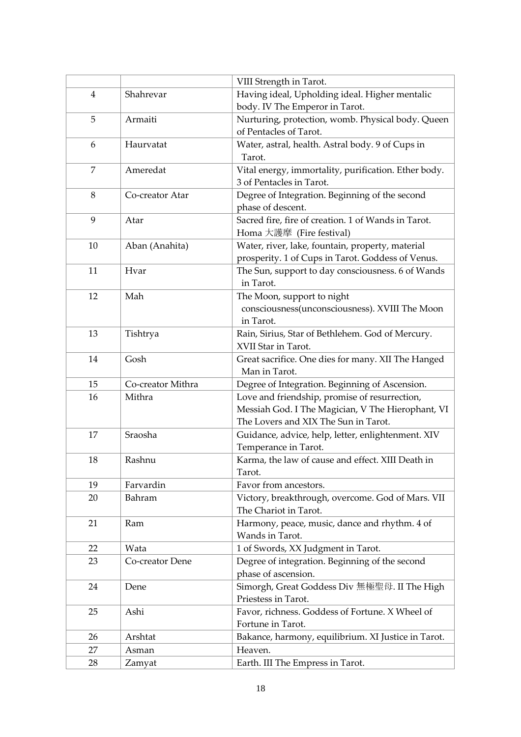| | | |
|---|---|---|
| | | VIII Strength in Tarot. |
| 4 | Shahrevar | Having ideal, Upholding ideal. Higher mentalic body. IV The Emperor in Tarot. |
| 5 | Armaiti | Nurturing, protection, womb. Physical body. Queen of Pentacles of Tarot. |
| 6 | Haurvatat | Water, astral, health. Astral body. 9 of Cups in Tarot. |
| 7 | Ameredat | Vital energy, immortality, purification. Ether body. 3 of Pentacles in Tarot. |
| 8 | Co-creator Atar | Degree of Integration. Beginning of the second phase of descent. |
| 9 | Atar | Sacred fire, fire of creation. 1 of Wands in Tarot. Homa 大護摩 (Fire festival) |
| 10 | Aban (Anahita) | Water, river, lake, fountain, property, material prosperity. 1 of Cups in Tarot. Goddess of Venus. |
| 11 | Hvar | The Sun, support to day consciousness. 6 of Wands in Tarot. |
| 12 | Mah | The Moon, support to night consciousness(unconsciousness). XVIII The Moon in Tarot. |
| 13 | Tishtrya | Rain, Sirius, Star of Bethlehem. God of Mercury. XVII Star in Tarot. |
| 14 | Gosh | Great sacrifice. One dies for many. XII The Hanged Man in Tarot. |
| 15 | Co-creator Mithra | Degree of Integration. Beginning of Ascension. |
| 16 | Mithra | Love and friendship, promise of resurrection, Messiah God. I The Magician, V The Hierophant, VI The Lovers and XIX The Sun in Tarot. |
| 17 | Sraosha | Guidance, advice, help, letter, enlightenment. XIV Temperance in Tarot. |
| 18 | Rashnu | Karma, the law of cause and effect. XIII Death in Tarot. |
| 19 | Farvardin | Favor from ancestors. |
| 20 | Bahram | Victory, breakthrough, overcome. God of Mars. VII The Chariot in Tarot. |
| 21 | Ram | Harmony, peace, music, dance and rhythm. 4 of Wands in Tarot. |
| 22 | Wata | 1 of Swords, XX Judgment in Tarot. |
| 23 | Co-creator Dene | Degree of integration. Beginning of the second phase of ascension. |
| 24 | Dene | Simorgh, Great Goddess Div 無極聖母. II The High Priestess in Tarot. |
| 25 | Ashi | Favor, richness. Goddess of Fortune. X Wheel of Fortune in Tarot. |
| 26 | Arshtat | Bakance, harmony, equilibrium. XI Justice in Tarot. |
| 27 | Asman | Heaven. |
| 28 | Zamyat | Earth. III The Empress in Tarot. |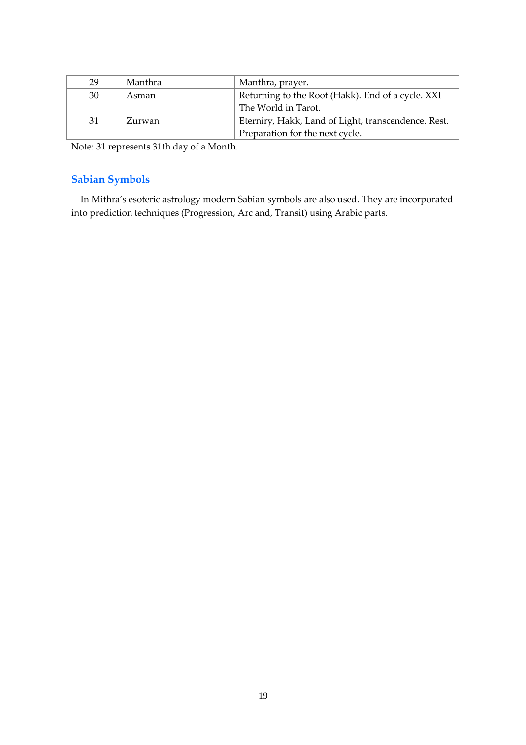| 29 | Manthra | Manthra, prayer. |
|---|---|---|
| 30 | Asman | Returning to the Root (Hakk). End of a cycle. XXI The World in Tarot. |
| 31 | Zurwan | Eterniry, Hakk, Land of Light, transcendence. Rest. Preparation for the next cycle. |

Note: 31 represents 31th day of a Month.

## Sabian Symbols

In Mithra's esoteric astrology modern Sabian symbols are also used. They are incorporated into prediction techniques (Progression, Arc and, Transit) using Arabic parts.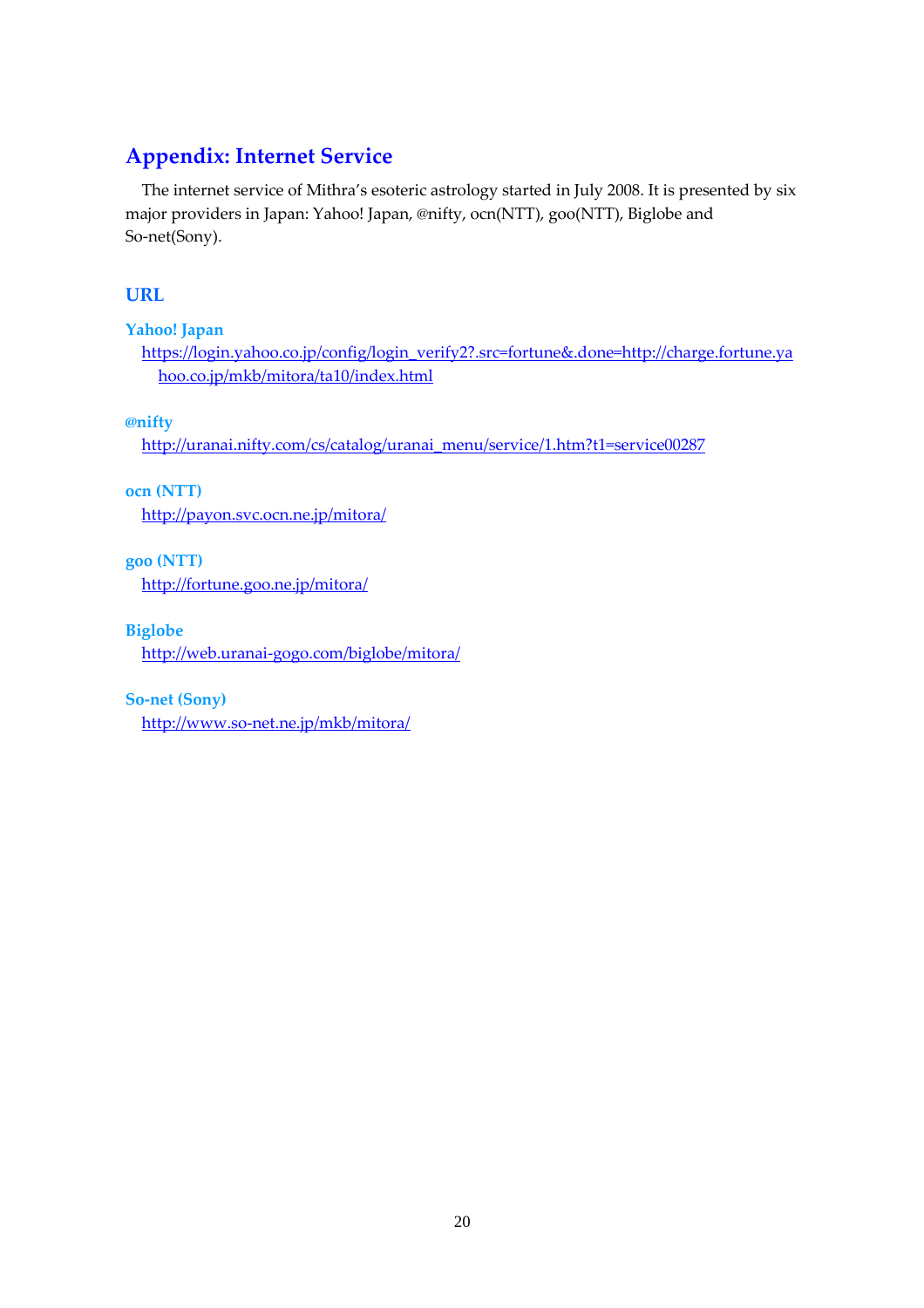## Appendix: Internet Service

The internet service of Mithra's esoteric astrology started in July 2008. It is presented by six major providers in Japan: Yahoo! Japan, @nifty, ocn(NTT), goo(NTT), Biglobe and So-net(Sony).

### URL

#### Yahoo! Japan

https://login.yahoo.co.jp/config/login_verify2?.src=fortune&.done=http://charge.fortune.yahoo.co.jp/mkb/mitora/ta10/index.html

#### @nifty

http://uranai.nifty.com/cs/catalog/uranai_menu/service/1.htm?t1=service00287

#### ocn (NTT)

http://payon.svc.ocn.ne.jp/mitora/

#### goo (NTT)

http://fortune.goo.ne.jp/mitora/

#### Biglobe

http://web.uranai-gogo.com/biglobe/mitora/

#### So-net (Sony)

http://www.so-net.ne.jp/mkb/mitora/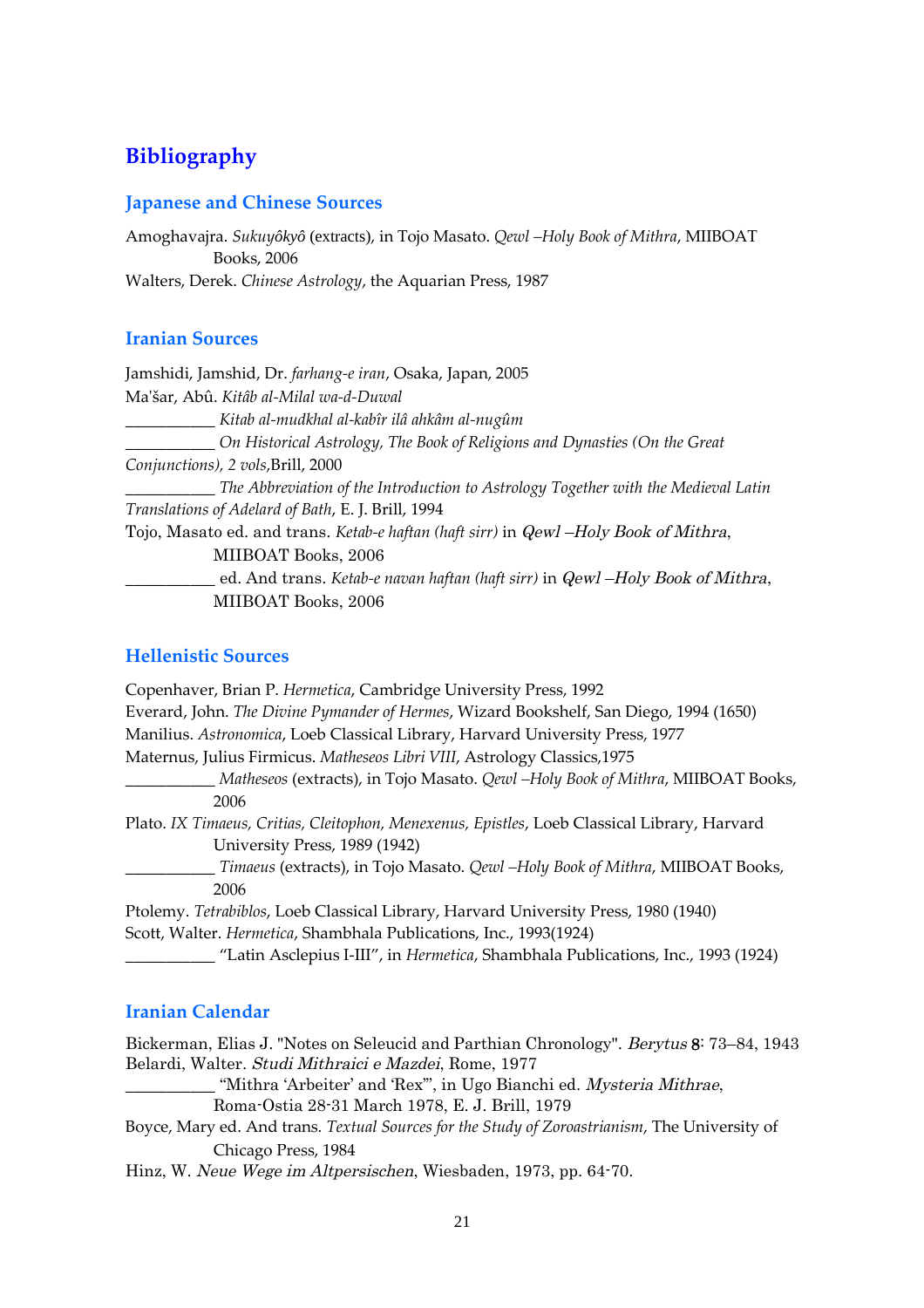# Bibliography

## Japanese and Chinese Sources

Amoghavajra. *Sukuyôkyô* (extracts), in Tojo Masato. *Qewl –Holy Book of Mithra*, MIIBOAT Books, 2006

Walters, Derek. *Chinese Astrology*, the Aquarian Press, 1987

## Iranian Sources

Jamshidi, Jamshid, Dr. *farhang-e iran*, Osaka, Japan, 2005

Ma'šar, Abû. *Kitâb al-Milal wa-d-Duwal*

___________ *Kitab al-mudkhal al-kabîr ilâ ahkâm al-nugûm*

___________ *On Historical Astrology, The Book of Religions and Dynasties (On the Great Conjunctions), 2 vols*,Brill, 2000

___________ *The Abbreviation of the Introduction to Astrology Together with the Medieval Latin Translations of Adelard of Bath*, E. J. Brill, 1994

Tojo, Masato ed. and trans. *Ketab-e haftan (haft sirr)* in *Qewl –Holy Book of Mithra*, MIIBOAT Books, 2006

___________ ed. And trans. *Ketab-e navan haftan (haft sirr)* in *Qewl –Holy Book of Mithra*, MIIBOAT Books, 2006

## Hellenistic Sources

Copenhaver, Brian P. *Hermetica*, Cambridge University Press, 1992

Everard, John. *The Divine Pymander of Hermes*, Wizard Bookshelf, San Diego, 1994 (1650)

Manilius. *Astronomica*, Loeb Classical Library, Harvard University Press, 1977

Maternus, Julius Firmicus. *Matheseos Libri VIII*, Astrology Classics,1975

___________ *Matheseos* (extracts), in Tojo Masato. *Qewl –Holy Book of Mithra*, MIIBOAT Books, 2006

Plato. *IX Timaeus, Critias, Cleitophon, Menexenus, Epistles*, Loeb Classical Library, Harvard University Press, 1989 (1942)

___________ *Timaeus* (extracts), in Tojo Masato. *Qewl –Holy Book of Mithra*, MIIBOAT Books, 2006

Ptolemy. *Tetrabiblos*, Loeb Classical Library, Harvard University Press, 1980 (1940)

Scott, Walter. *Hermetica*, Shambhala Publications, Inc., 1993(1924)

___________ "Latin Asclepius I-III", in *Hermetica*, Shambhala Publications, Inc., 1993 (1924)

## Iranian Calendar

Bickerman, Elias J. "Notes on Seleucid and Parthian Chronology". *Berytus* **8**: 73–84, 1943

Belardi, Walter. *Studi Mithraici e Mazdei*, Rome, 1977

___________ "Mithra 'Arbeiter' and 'Rex'", in Ugo Bianchi ed. *Mysteria Mithrae*, Roma-Ostia 28-31 March 1978, E. J. Brill, 1979

Boyce, Mary ed. And trans. *Textual Sources for the Study of Zoroastrianism*, The University of Chicago Press, 1984

Hinz, W. *Neue Wege im Altpersischen*, Wiesbaden, 1973, pp. 64-70.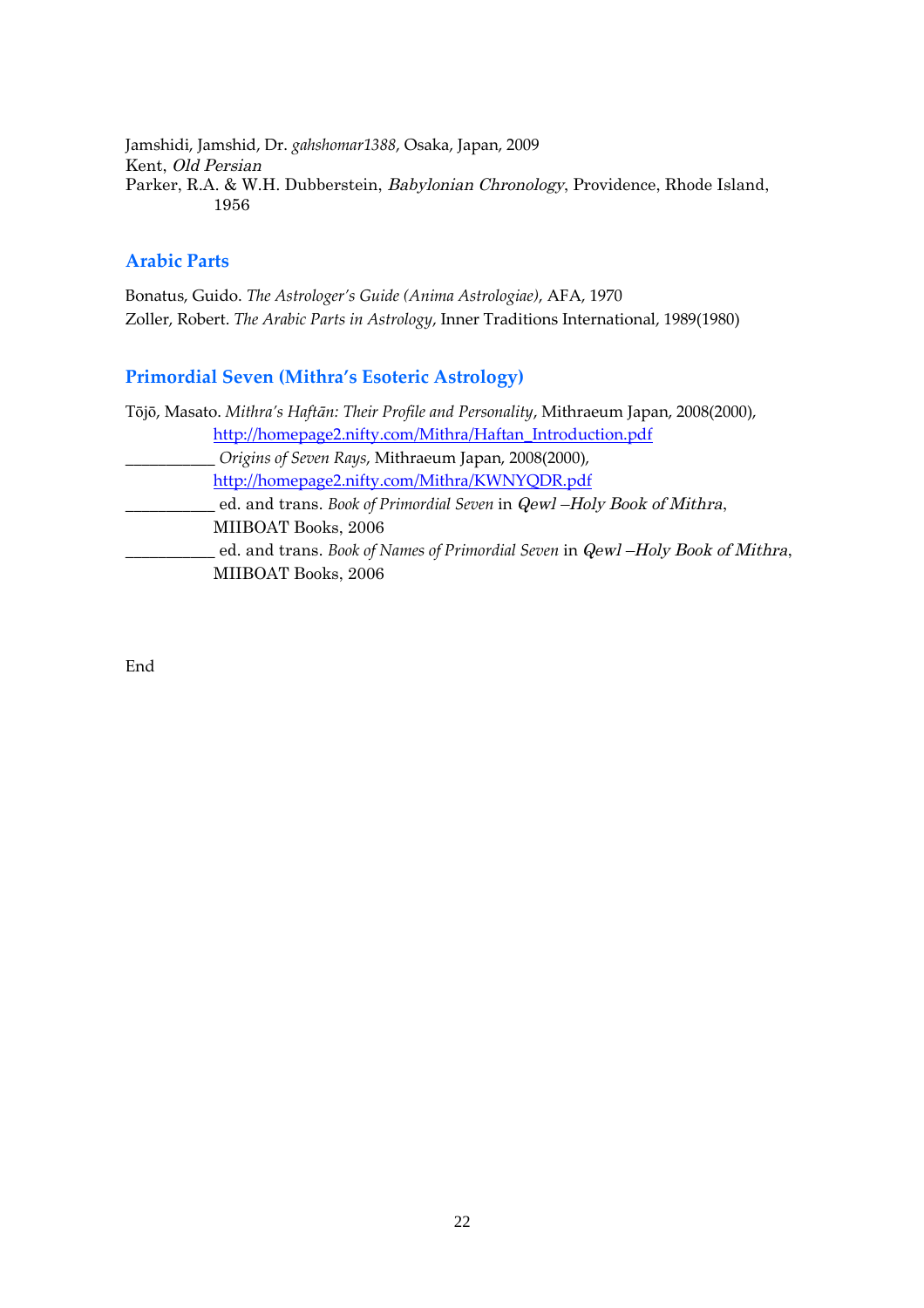Jamshidi, Jamshid, Dr. *gahshomar1388*, Osaka, Japan, 2009
Kent, *Old Persian*
Parker, R.A. & W.H. Dubberstein, *Babylonian Chronology*, Providence, Rhode Island, 1956

## Arabic Parts

Bonatus, Guido. *The Astrologer's Guide (Anima Astrologiae)*, AFA, 1970
Zoller, Robert. *The Arabic Parts in Astrology*, Inner Traditions International, 1989(1980)

## Primordial Seven (Mithra's Esoteric Astrology)

Tōjō, Masato. *Mithra's Haftān: Their Profile and Personality*, Mithraeum Japan, 2008(2000), http://homepage2.nifty.com/Mithra/Haftan_Introduction.pdf
___________ *Origins of Seven Rays*, Mithraeum Japan, 2008(2000), http://homepage2.nifty.com/Mithra/KWNYQDR.pdf
___________ ed. and trans. *Book of Primordial Seven* in *Qewl –Holy Book of Mithra*, MIIBOAT Books, 2006
___________ ed. and trans. *Book of Names of Primordial Seven* in *Qewl –Holy Book of Mithra*, MIIBOAT Books, 2006

End